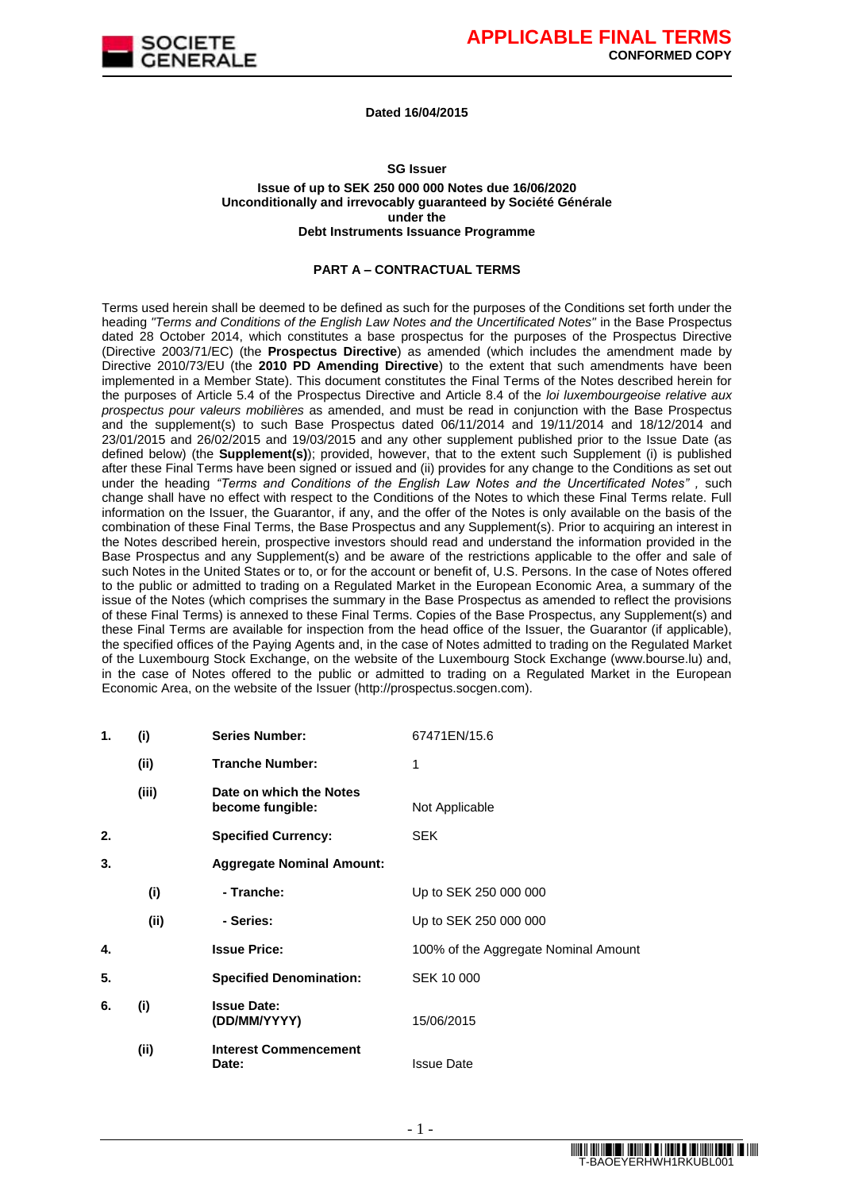**APPLICABLE FINAL TERMS**
**CONFORMED COPY**

**Dated 16/04/2015**

**SG Issuer**

**Issue of up to SEK 250 000 000 Notes due 16/06/2020**
**Unconditionally and irrevocably guaranteed by Société Générale**
**under the**
**Debt Instruments Issuance Programme**

## PART A – CONTRACTUAL TERMS

Terms used herein shall be deemed to be defined as such for the purposes of the Conditions set forth under the heading *"Terms and Conditions of the English Law Notes and the Uncertificated Notes"* in the Base Prospectus dated 28 October 2014, which constitutes a base prospectus for the purposes of the Prospectus Directive (Directive 2003/71/EC) (the **Prospectus Directive**) as amended (which includes the amendment made by Directive 2010/73/EU (the **2010 PD Amending Directive**) to the extent that such amendments have been implemented in a Member State). This document constitutes the Final Terms of the Notes described herein for the purposes of Article 5.4 of the Prospectus Directive and Article 8.4 of the *loi luxembourgeoise relative aux prospectus pour valeurs mobilières* as amended, and must be read in conjunction with the Base Prospectus and the supplement(s) to such Base Prospectus dated 06/11/2014 and 19/11/2014 and 18/12/2014 and 23/01/2015 and 26/02/2015 and 19/03/2015 and any other supplement published prior to the Issue Date (as defined below) (the **Supplement(s)**); provided, however, that to the extent such Supplement (i) is published after these Final Terms have been signed or issued and (ii) provides for any change to the Conditions as set out under the heading *"Terms and Conditions of the English Law Notes and the Uncertificated Notes"* , such change shall have no effect with respect to the Conditions of the Notes to which these Final Terms relate. Full information on the Issuer, the Guarantor, if any, and the offer of the Notes is only available on the basis of the combination of these Final Terms, the Base Prospectus and any Supplement(s). Prior to acquiring an interest in the Notes described herein, prospective investors should read and understand the information provided in the Base Prospectus and any Supplement(s) and be aware of the restrictions applicable to the offer and sale of such Notes in the United States or to, or for the account or benefit of, U.S. Persons. In the case of Notes offered to the public or admitted to trading on a Regulated Market in the European Economic Area, a summary of the issue of the Notes (which comprises the summary in the Base Prospectus as amended to reflect the provisions of these Final Terms) is annexed to these Final Terms. Copies of the Base Prospectus, any Supplement(s) and these Final Terms are available for inspection from the head office of the Issuer, the Guarantor (if applicable), the specified offices of the Paying Agents and, in the case of Notes admitted to trading on the Regulated Market of the Luxembourg Stock Exchange, on the website of the Luxembourg Stock Exchange (www.bourse.lu) and, in the case of Notes offered to the public or admitted to trading on a Regulated Market in the European Economic Area, on the website of the Issuer (http://prospectus.socgen.com).

| | | | |
|---|---|---|---|
| **1.** | **(i)** | **Series Number:** | 67471EN/15.6 |
| | **(ii)** | **Tranche Number:** | 1 |
| | **(iii)** | **Date on which the Notes become fungible:** | Not Applicable |
| **2.** | | **Specified Currency:** | SEK |
| **3.** | | **Aggregate Nominal Amount:** | |
| | **(i)** | **- Tranche:** | Up to SEK 250 000 000 |
| | **(ii)** | **- Series:** | Up to SEK 250 000 000 |
| **4.** | | **Issue Price:** | 100% of the Aggregate Nominal Amount |
| **5.** | | **Specified Denomination:** | SEK 10 000 |
| **6.** | **(i)** | **Issue Date: (DD/MM/YYYY)** | 15/06/2015 |
| | **(ii)** | **Interest Commencement Date:** | Issue Date |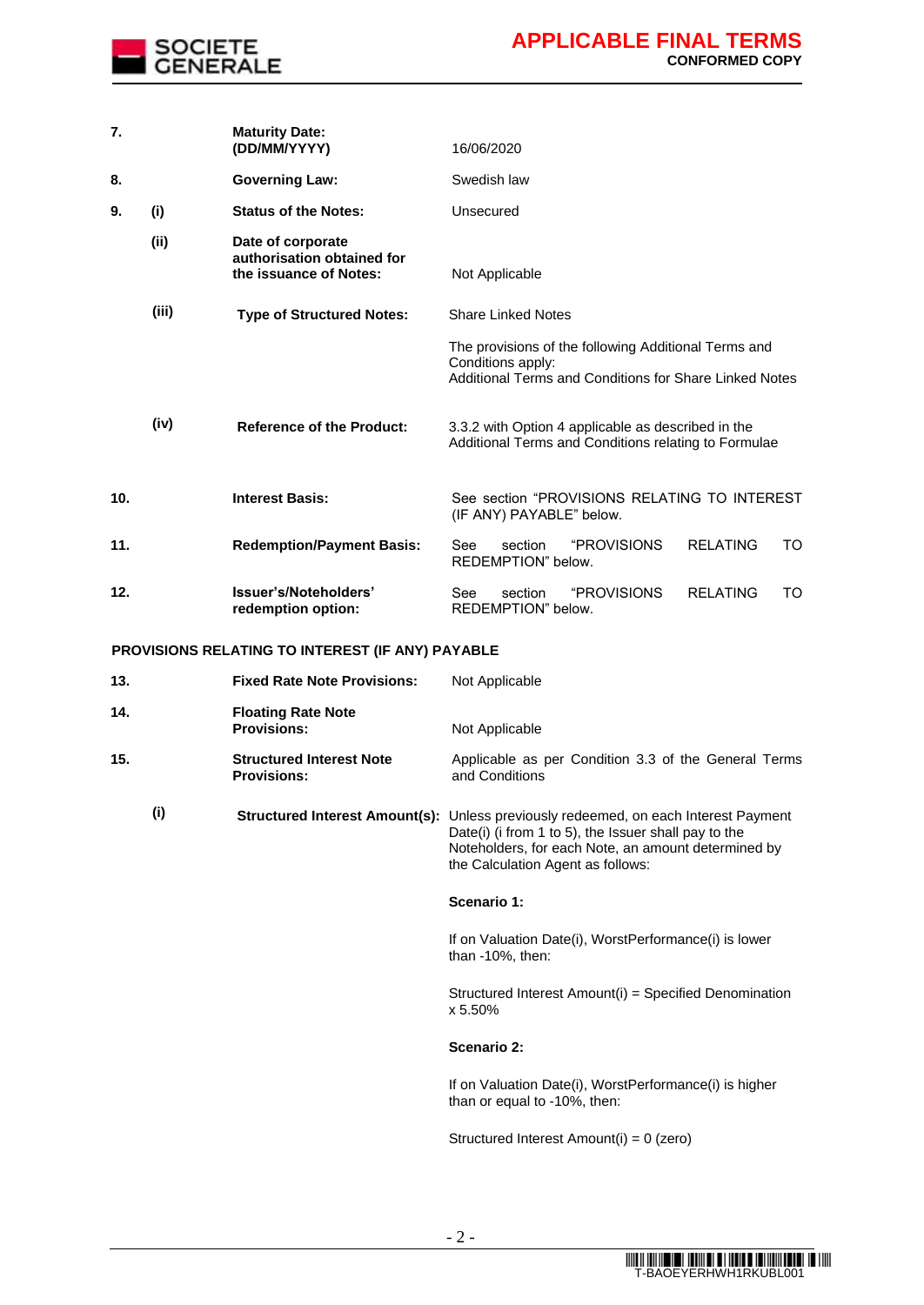| | | | |
|---|---|---|---|
| **7.** | | **Maturity Date: (DD/MM/YYYY)** | 16/06/2020 |
| **8.** | | **Governing Law:** | Swedish law |
| **9.** | **(i)** | **Status of the Notes:** | Unsecured |
| | **(ii)** | **Date of corporate authorisation obtained for the issuance of Notes:** | Not Applicable |
| | **(iii)** | **Type of Structured Notes:** | Share Linked Notes<br><br>The provisions of the following Additional Terms and Conditions apply:<br>Additional Terms and Conditions for Share Linked Notes |
| | **(iv)** | **Reference of the Product:** | 3.3.2 with Option 4 applicable as described in the Additional Terms and Conditions relating to Formulae |
| **10.** | | **Interest Basis:** | See section "PROVISIONS RELATING TO INTEREST (IF ANY) PAYABLE" below. |
| **11.** | | **Redemption/Payment Basis:** | See section "PROVISIONS RELATING TO REDEMPTION" below. |
| **12.** | | **Issuer's/Noteholders' redemption option:** | See section "PROVISIONS RELATING TO REDEMPTION" below. |

**PROVISIONS RELATING TO INTEREST (IF ANY) PAYABLE**

| | | | |
|---|---|---|---|
| **13.** | | **Fixed Rate Note Provisions:** | Not Applicable |
| **14.** | | **Floating Rate Note Provisions:** | Not Applicable |
| **15.** | | **Structured Interest Note Provisions:** | Applicable as per Condition 3.3 of the General Terms and Conditions |
| | **(i)** | **Structured Interest Amount(s):** | Unless previously redeemed, on each Interest Payment Date(i) (i from 1 to 5), the Issuer shall pay to the Noteholders, for each Note, an amount determined by the Calculation Agent as follows:<br><br>**Scenario 1:**<br><br>If on Valuation Date(i), WorstPerformance(i) is lower than -10%, then:<br><br>Structured Interest Amount(i) = Specified Denomination x 5.50%<br><br>**Scenario 2:**<br><br>If on Valuation Date(i), WorstPerformance(i) is higher than or equal to -10%, then:<br><br>Structured Interest Amount(i) = 0 (zero) |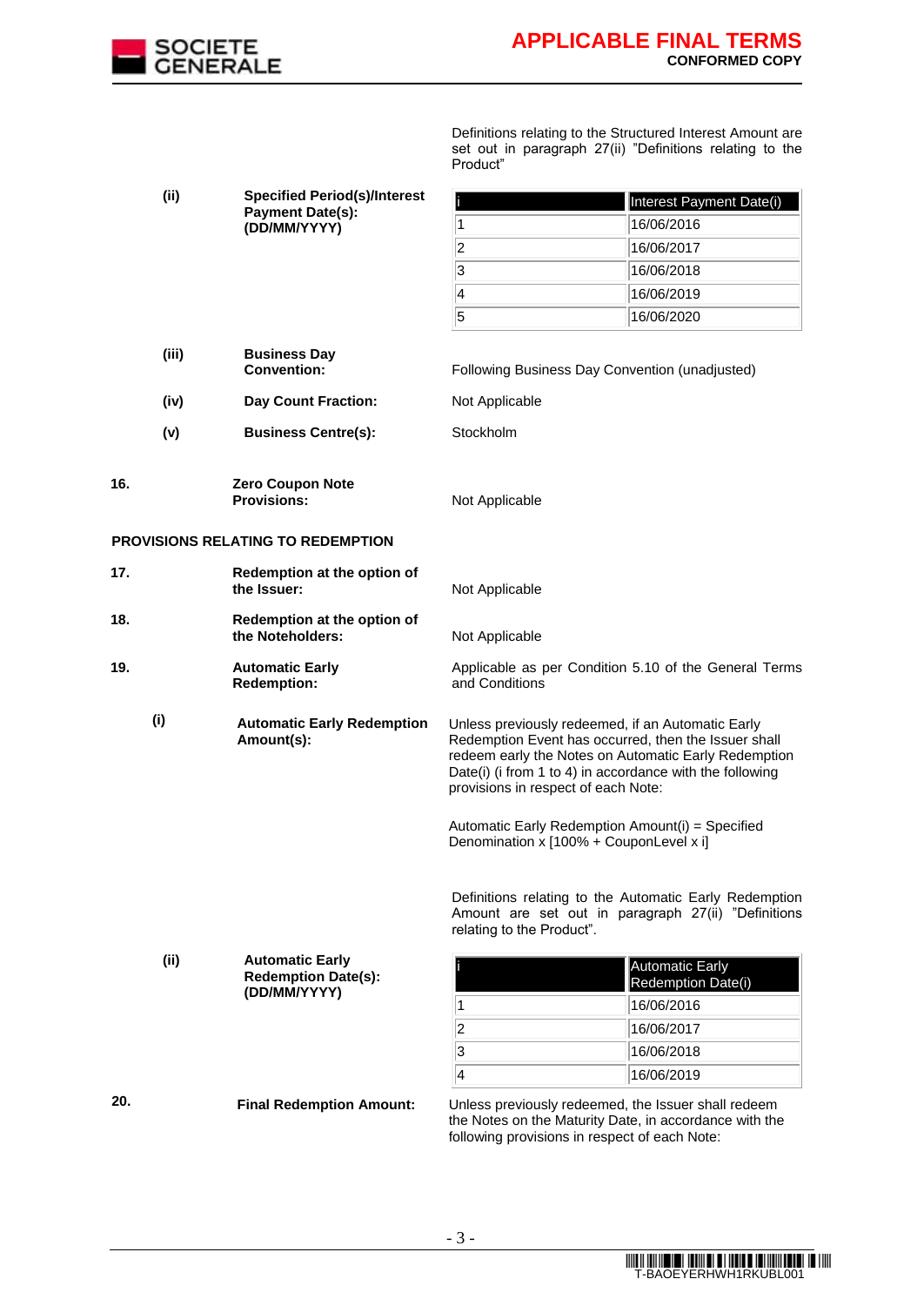Definitions relating to the Structured Interest Amount are set out in paragraph 27(ii) "Definitions relating to the Product"

**(ii) Specified Period(s)/Interest Payment Date(s): (DD/MM/YYYY)**

| i | Interest Payment Date(i) |
|---|---|
| 1 | 16/06/2016 |
| 2 | 16/06/2017 |
| 3 | 16/06/2018 |
| 4 | 16/06/2019 |
| 5 | 16/06/2020 |

**(iii) Business Day Convention:** Following Business Day Convention (unadjusted)

**(iv) Day Count Fraction:** Not Applicable

**(v) Business Centre(s):** Stockholm

**16. Zero Coupon Note Provisions:** Not Applicable

## PROVISIONS RELATING TO REDEMPTION

**17. Redemption at the option of the Issuer:** Not Applicable

**18. Redemption at the option of the Noteholders:** Not Applicable

**19. Automatic Early Redemption:** Applicable as per Condition 5.10 of the General Terms and Conditions

**(i) Automatic Early Redemption Amount(s):**

Unless previously redeemed, if an Automatic Early Redemption Event has occurred, then the Issuer shall redeem early the Notes on Automatic Early Redemption Date(i) (i from 1 to 4) in accordance with the following provisions in respect of each Note:

Automatic Early Redemption Amount(i) = Specified Denomination x [100% + CouponLevel x i]

Definitions relating to the Automatic Early Redemption Amount are set out in paragraph 27(ii) "Definitions relating to the Product".

**(ii) Automatic Early Redemption Date(s): (DD/MM/YYYY)**

| i | Automatic Early Redemption Date(i) |
|---|---|
| 1 | 16/06/2016 |
| 2 | 16/06/2017 |
| 3 | 16/06/2018 |
| 4 | 16/06/2019 |

**20. Final Redemption Amount:** Unless previously redeemed, the Issuer shall redeem the Notes on the Maturity Date, in accordance with the following provisions in respect of each Note: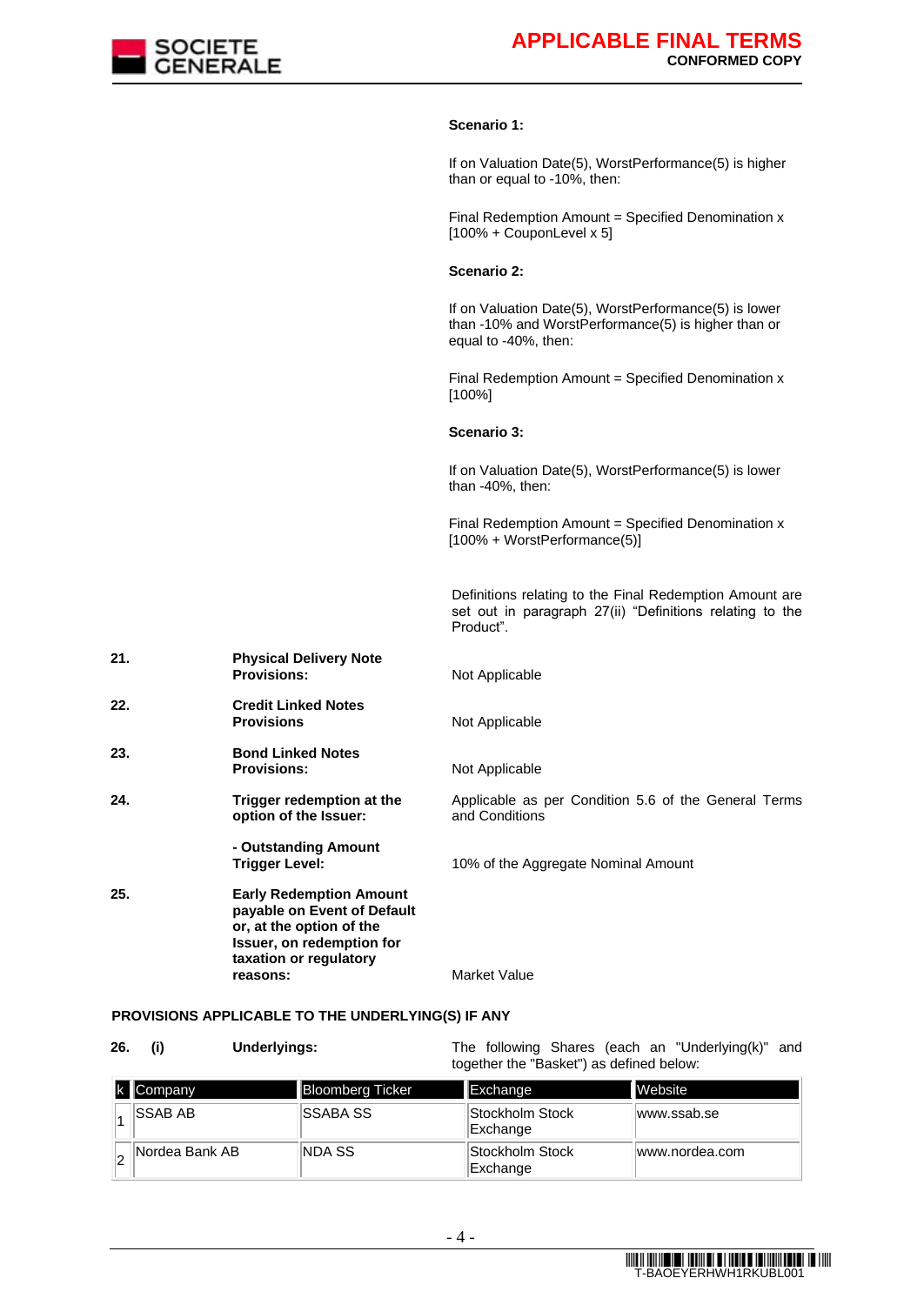**Scenario 1:**

If on Valuation Date(5), WorstPerformance(5) is higher than or equal to -10%, then:

Final Redemption Amount = Specified Denomination x [100% + CouponLevel x 5]

**Scenario 2:**

If on Valuation Date(5), WorstPerformance(5) is lower than -10% and WorstPerformance(5) is higher than or equal to -40%, then:

Final Redemption Amount = Specified Denomination x [100%]

**Scenario 3:**

If on Valuation Date(5), WorstPerformance(5) is lower than -40%, then:

Final Redemption Amount = Specified Denomination x [100% + WorstPerformance(5)]

Definitions relating to the Final Redemption Amount are set out in paragraph 27(ii) "Definitions relating to the Product".

**21. Physical Delivery Note Provisions:** Not Applicable

**22. Credit Linked Notes Provisions** Not Applicable

**23. Bond Linked Notes Provisions:** Not Applicable

**24. Trigger redemption at the option of the Issuer:** Applicable as per Condition 5.6 of the General Terms and Conditions

**- Outstanding Amount Trigger Level:** 10% of the Aggregate Nominal Amount

**25. Early Redemption Amount payable on Event of Default or, at the option of the Issuer, on redemption for taxation or regulatory reasons:** Market Value

**PROVISIONS APPLICABLE TO THE UNDERLYING(S) IF ANY**

**26. (i) Underlyings:** The following Shares (each an "Underlying(k)" and together the "Basket") as defined below:

| k | Company | Bloomberg Ticker | Exchange | Website |
|---|---|---|---|---|
| 1 | SSAB AB | SSABA SS | Stockholm Stock Exchange | www.ssab.se |
| 2 | Nordea Bank AB | NDA SS | Stockholm Stock Exchange | www.nordea.com |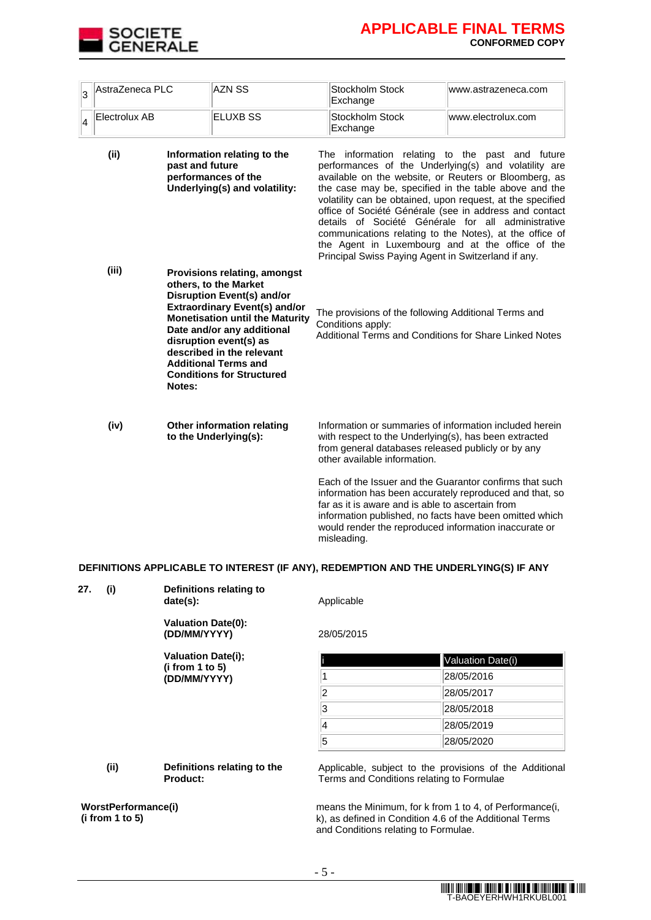| | | | |
|---|---|---|---|
| 3 | AstraZeneca PLC | AZN SS | Stockholm Stock Exchange | www.astrazeneca.com |
| 4 | Electrolux AB | ELUXB SS | Stockholm Stock Exchange | www.electrolux.com |

**(ii)** **Information relating to the past and future performances of the Underlying(s) and volatility:**

The information relating to the past and future performances of the Underlying(s) and volatility are available on the website, or Reuters or Bloomberg, as the case may be, specified in the table above and the volatility can be obtained, upon request, at the specified office of Société Générale (see in address and contact details of Société Générale for all administrative communications relating to the Notes), at the office of the Agent in Luxembourg and at the office of the Principal Swiss Paying Agent in Switzerland if any.

**(iii)** **Provisions relating, amongst others, to the Market Disruption Event(s) and/or Extraordinary Event(s) and/or Monetisation until the Maturity Date and/or any additional disruption event(s) as described in the relevant Additional Terms and Conditions for Structured Notes:**

The provisions of the following Additional Terms and Conditions apply:
Additional Terms and Conditions for Share Linked Notes

**(iv)** **Other information relating to the Underlying(s):**

Information or summaries of information included herein with respect to the Underlying(s), has been extracted from general databases released publicly or by any other available information.

Each of the Issuer and the Guarantor confirms that such information has been accurately reproduced and that, so far as it is aware and is able to ascertain from information published, no facts have been omitted which would render the reproduced information inaccurate or misleading.

**DEFINITIONS APPLICABLE TO INTEREST (IF ANY), REDEMPTION AND THE UNDERLYING(S) IF ANY**

**27. (i)** **Definitions relating to date(s):** Applicable

**Valuation Date(0): (DD/MM/YYYY)** 28/05/2015

**Valuation Date(i); (i from 1 to 5) (DD/MM/YYYY)**

| i | Valuation Date(i) |
|---|---|
| 1 | 28/05/2016 |
| 2 | 28/05/2017 |
| 3 | 28/05/2018 |
| 4 | 28/05/2019 |
| 5 | 28/05/2020 |

**(ii)** **Definitions relating to the Product:** Applicable, subject to the provisions of the Additional Terms and Conditions relating to Formulae

**WorstPerformance(i) (i from 1 to 5)** means the Minimum, for k from 1 to 4, of Performance(i, k), as defined in Condition 4.6 of the Additional Terms and Conditions relating to Formulae.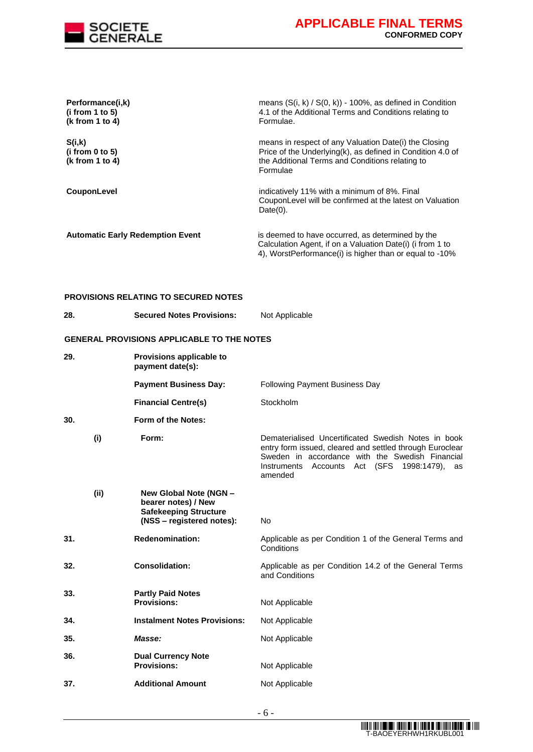| | |
|---|---|
| **Performance(i,k)** **(i from 1 to 5)** **(k from 1 to 4)** | means (S(i, k) / S(0, k)) - 100%, as defined in Condition 4.1 of the Additional Terms and Conditions relating to Formulae. |
| **S(i,k)** **(i from 0 to 5)** **(k from 1 to 4)** | means in respect of any Valuation Date(i) the Closing Price of the Underlying(k), as defined in Condition 4.0 of the Additional Terms and Conditions relating to Formulae |
| **CouponLevel** | indicatively 11% with a minimum of 8%. Final CouponLevel will be confirmed at the latest on Valuation Date(0). |
| **Automatic Early Redemption Event** | is deemed to have occurred, as determined by the Calculation Agent, if on a Valuation Date(i) (i from 1 to 4), WorstPerformance(i) is higher than or equal to -10% |

**PROVISIONS RELATING TO SECURED NOTES**

| | | | |
|---|---|---|---|
| **28.** | | **Secured Notes Provisions:** | Not Applicable |

**GENERAL PROVISIONS APPLICABLE TO THE NOTES**

| | | | |
|---|---|---|---|
| **29.** | | **Provisions applicable to payment date(s):** | |
| | | **Payment Business Day:** | Following Payment Business Day |
| | | **Financial Centre(s)** | Stockholm |
| **30.** | | **Form of the Notes:** | |
| | **(i)** | **Form:** | Dematerialised Uncertificated Swedish Notes in book entry form issued, cleared and settled through Euroclear Sweden in accordance with the Swedish Financial Instruments Accounts Act (SFS 1998:1479), as amended |
| | **(ii)** | **New Global Note (NGN – bearer notes) / New Safekeeping Structure (NSS – registered notes):** | No |
| **31.** | | **Redenomination:** | Applicable as per Condition 1 of the General Terms and Conditions |
| **32.** | | **Consolidation:** | Applicable as per Condition 14.2 of the General Terms and Conditions |
| **33.** | | **Partly Paid Notes Provisions:** | Not Applicable |
| **34.** | | **Instalment Notes Provisions:** | Not Applicable |
| **35.** | | ***Masse:*** | Not Applicable |
| **36.** | | **Dual Currency Note Provisions:** | Not Applicable |
| **37.** | | **Additional Amount** | Not Applicable |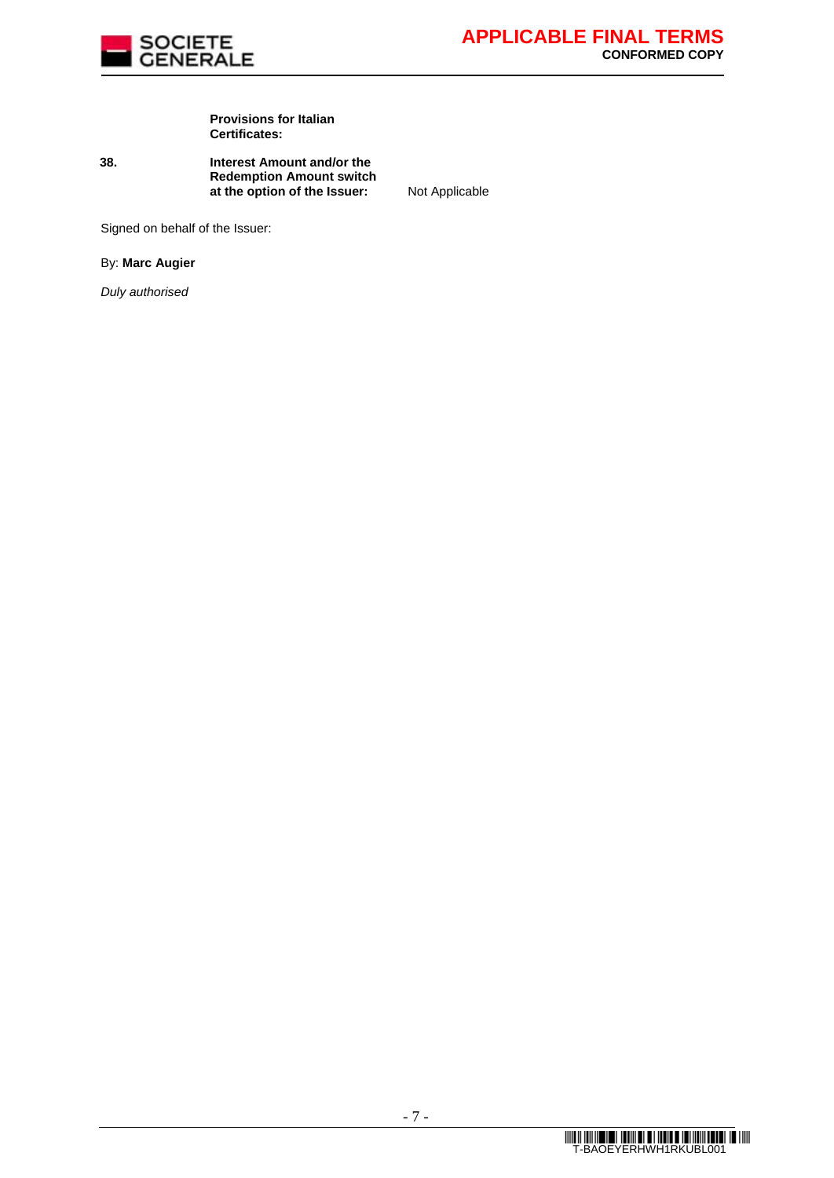**Provisions for Italian Certificates:**

| | | |
|---|---|---|
| **38.** | **Interest Amount and/or the Redemption Amount switch at the option of the Issuer:** | Not Applicable |

Signed on behalf of the Issuer:

By: **Marc Augier**

*Duly authorised*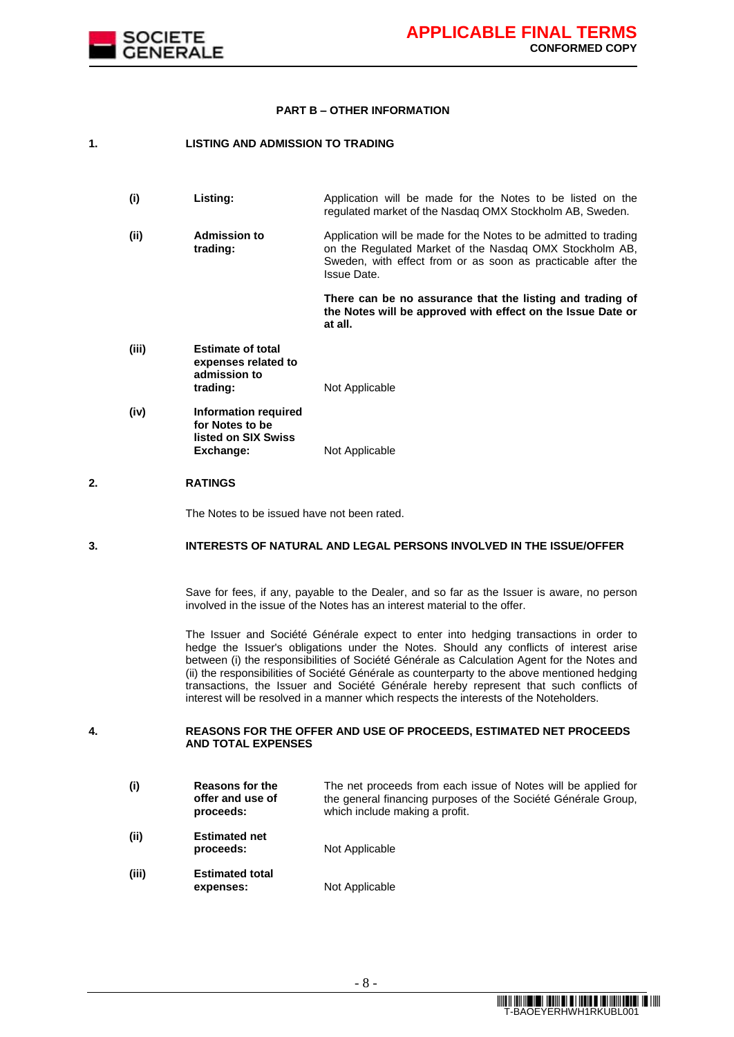## PART B – OTHER INFORMATION

### 1. LISTING AND ADMISSION TO TRADING

| | | |
|---|---|---|
| (i) | **Listing:** | Application will be made for the Notes to be listed on the regulated market of the Nasdaq OMX Stockholm AB, Sweden. |
| (ii) | **Admission to trading:** | Application will be made for the Notes to be admitted to trading on the Regulated Market of the Nasdaq OMX Stockholm AB, Sweden, with effect from or as soon as practicable after the Issue Date.<br><br>**There can be no assurance that the listing and trading of the Notes will be approved with effect on the Issue Date or at all.** |
| (iii) | **Estimate of total expenses related to admission to trading:** | Not Applicable |
| (iv) | **Information required for Notes to be listed on SIX Swiss Exchange:** | Not Applicable |

### 2. RATINGS

The Notes to be issued have not been rated.

### 3. INTERESTS OF NATURAL AND LEGAL PERSONS INVOLVED IN THE ISSUE/OFFER

Save for fees, if any, payable to the Dealer, and so far as the Issuer is aware, no person involved in the issue of the Notes has an interest material to the offer.

The Issuer and Société Générale expect to enter into hedging transactions in order to hedge the Issuer's obligations under the Notes. Should any conflicts of interest arise between (i) the responsibilities of Société Générale as Calculation Agent for the Notes and (ii) the responsibilities of Société Générale as counterparty to the above mentioned hedging transactions, the Issuer and Société Générale hereby represent that such conflicts of interest will be resolved in a manner which respects the interests of the Noteholders.

### 4. REASONS FOR THE OFFER AND USE OF PROCEEDS, ESTIMATED NET PROCEEDS AND TOTAL EXPENSES

| | | |
|---|---|---|
| (i) | **Reasons for the offer and use of proceeds:** | The net proceeds from each issue of Notes will be applied for the general financing purposes of the Société Générale Group, which include making a profit. |
| (ii) | **Estimated net proceeds:** | Not Applicable |
| (iii) | **Estimated total expenses:** | Not Applicable |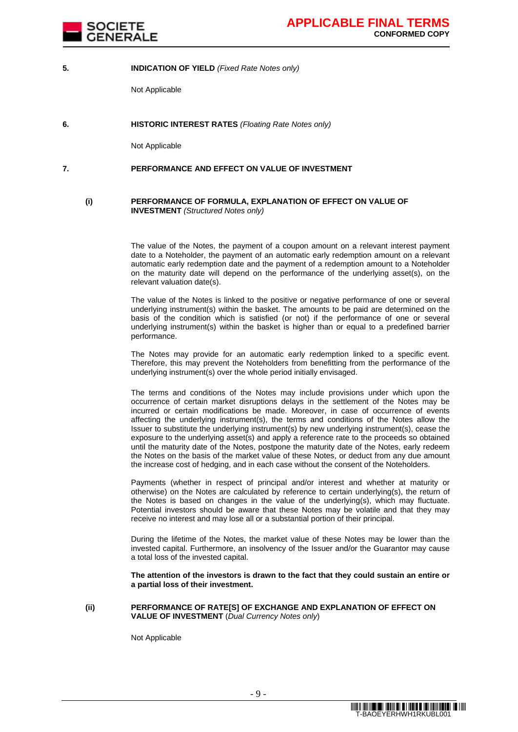**5. INDICATION OF YIELD** *(Fixed Rate Notes only)*

Not Applicable

**6. HISTORIC INTEREST RATES** *(Floating Rate Notes only)*

Not Applicable

**7. PERFORMANCE AND EFFECT ON VALUE OF INVESTMENT**

**(i) PERFORMANCE OF FORMULA, EXPLANATION OF EFFECT ON VALUE OF INVESTMENT** *(Structured Notes only)*

The value of the Notes, the payment of a coupon amount on a relevant interest payment date to a Noteholder, the payment of an automatic early redemption amount on a relevant automatic early redemption date and the payment of a redemption amount to a Noteholder on the maturity date will depend on the performance of the underlying asset(s), on the relevant valuation date(s).

The value of the Notes is linked to the positive or negative performance of one or several underlying instrument(s) within the basket. The amounts to be paid are determined on the basis of the condition which is satisfied (or not) if the performance of one or several underlying instrument(s) within the basket is higher than or equal to a predefined barrier performance.

The Notes may provide for an automatic early redemption linked to a specific event. Therefore, this may prevent the Noteholders from benefitting from the performance of the underlying instrument(s) over the whole period initially envisaged.

The terms and conditions of the Notes may include provisions under which upon the occurrence of certain market disruptions delays in the settlement of the Notes may be incurred or certain modifications be made. Moreover, in case of occurrence of events affecting the underlying instrument(s), the terms and conditions of the Notes allow the Issuer to substitute the underlying instrument(s) by new underlying instrument(s), cease the exposure to the underlying asset(s) and apply a reference rate to the proceeds so obtained until the maturity date of the Notes, postpone the maturity date of the Notes, early redeem the Notes on the basis of the market value of these Notes, or deduct from any due amount the increase cost of hedging, and in each case without the consent of the Noteholders.

Payments (whether in respect of principal and/or interest and whether at maturity or otherwise) on the Notes are calculated by reference to certain underlying(s), the return of the Notes is based on changes in the value of the underlying(s), which may fluctuate. Potential investors should be aware that these Notes may be volatile and that they may receive no interest and may lose all or a substantial portion of their principal.

During the lifetime of the Notes, the market value of these Notes may be lower than the invested capital. Furthermore, an insolvency of the Issuer and/or the Guarantor may cause a total loss of the invested capital.

**The attention of the investors is drawn to the fact that they could sustain an entire or a partial loss of their investment.**

**(ii) PERFORMANCE OF RATE[S] OF EXCHANGE AND EXPLANATION OF EFFECT ON VALUE OF INVESTMENT** (*Dual Currency Notes only*)

Not Applicable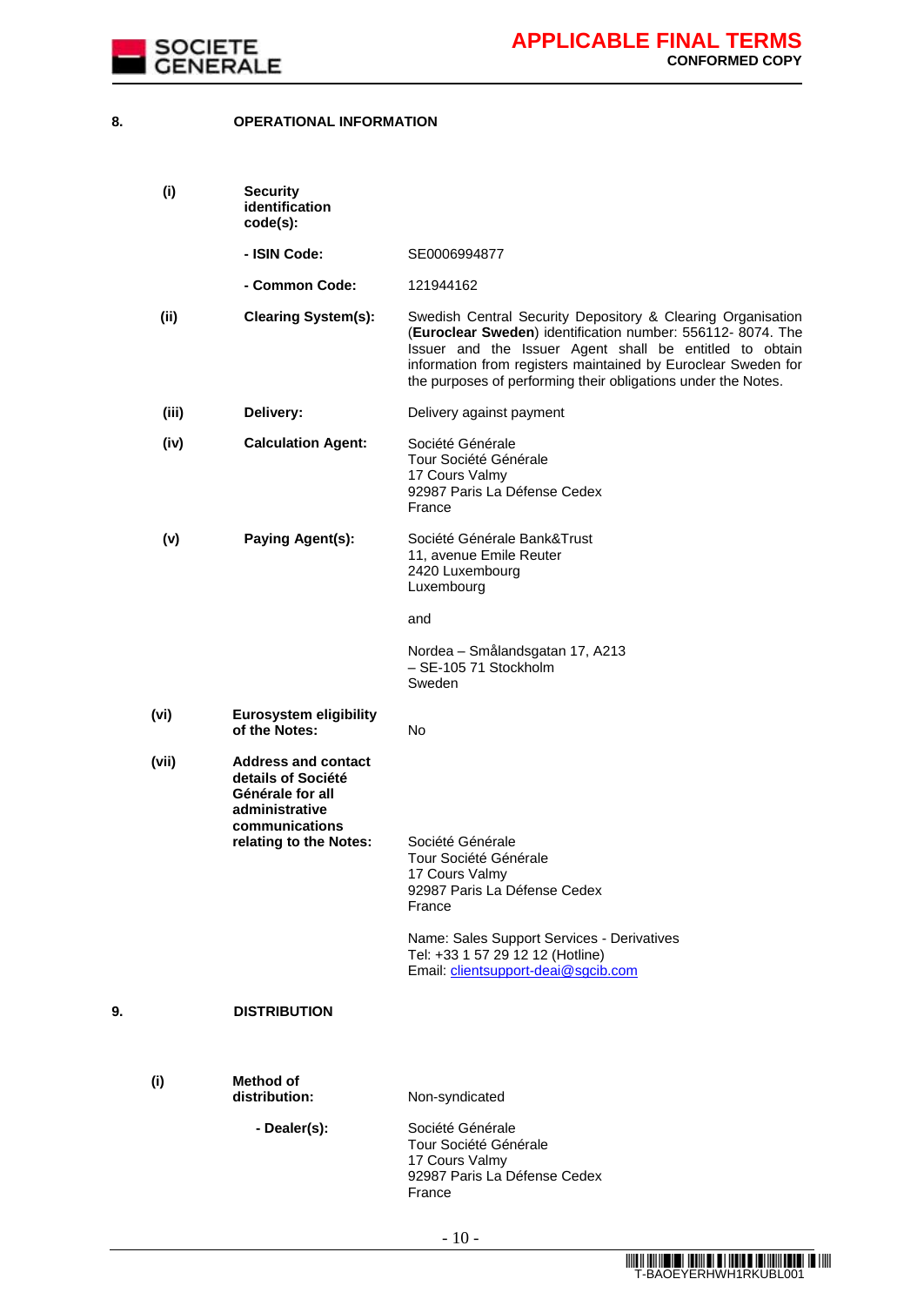## 8. OPERATIONAL INFORMATION

| | | |
|---|---|---|
| (i) | **Security identification code(s):** | |
| | **- ISIN Code:** | SE0006994877 |
| | **- Common Code:** | 121944162 |
| (ii) | **Clearing System(s):** | Swedish Central Security Depository & Clearing Organisation (**Euroclear Sweden**) identification number: 556112- 8074. The Issuer and the Issuer Agent shall be entitled to obtain information from registers maintained by Euroclear Sweden for the purposes of performing their obligations under the Notes. |
| (iii) | **Delivery:** | Delivery against payment |
| (iv) | **Calculation Agent:** | Société Générale<br>Tour Société Générale<br>17 Cours Valmy<br>92987 Paris La Défense Cedex<br>France |
| (v) | **Paying Agent(s):** | Société Générale Bank&Trust<br>11, avenue Emile Reuter<br>2420 Luxembourg<br>Luxembourg<br><br>and<br><br>Nordea – Smålandsgatan 17, A213<br>– SE-105 71 Stockholm<br>Sweden |
| (vi) | **Eurosystem eligibility of the Notes:** | No |
| (vii) | **Address and contact details of Société Générale for all administrative communications relating to the Notes:** | Société Générale<br>Tour Société Générale<br>17 Cours Valmy<br>92987 Paris La Défense Cedex<br>France<br><br>Name: Sales Support Services - Derivatives<br>Tel: +33 1 57 29 12 12 (Hotline)<br>Email: clientsupport-deai@sgcib.com |

## 9. DISTRIBUTION

| | | |
|---|---|---|
| (i) | **Method of distribution:** | Non-syndicated |
| | **- Dealer(s):** | Société Générale<br>Tour Société Générale<br>17 Cours Valmy<br>92987 Paris La Défense Cedex<br>France |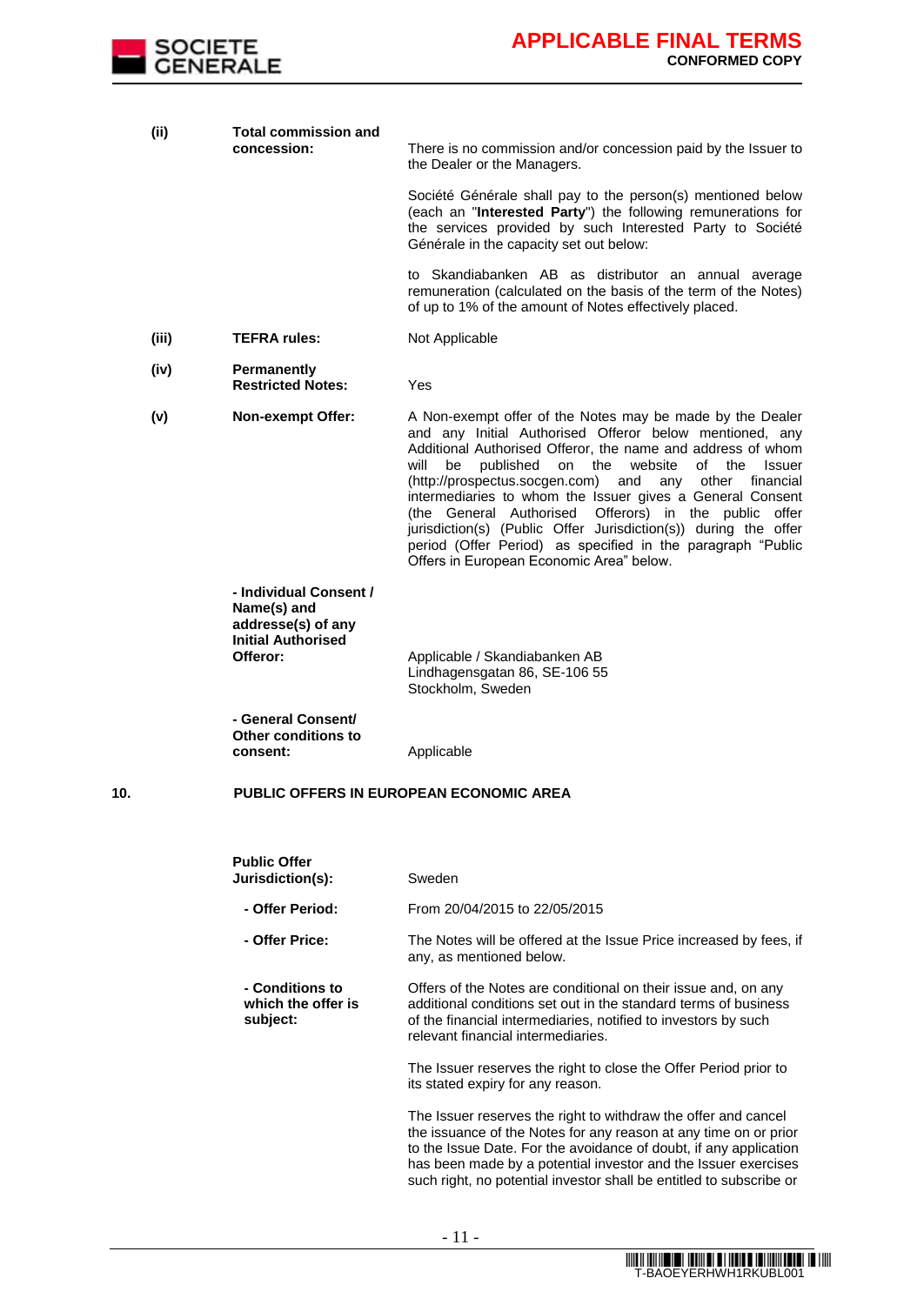| | | |
|---|---|---|
| **(ii)** | **Total commission and concession:** | There is no commission and/or concession paid by the Issuer to the Dealer or the Managers.<br><br>Société Générale shall pay to the person(s) mentioned below (each an "**Interested Party**") the following remunerations for the services provided by such Interested Party to Société Générale in the capacity set out below:<br><br>to Skandiabanken AB as distributor an annual average remuneration (calculated on the basis of the term of the Notes) of up to 1% of the amount of Notes effectively placed. |
| **(iii)** | **TEFRA rules:** | Not Applicable |
| **(iv)** | **Permanently Restricted Notes:** | Yes |
| **(v)** | **Non-exempt Offer:** | A Non-exempt offer of the Notes may be made by the Dealer and any Initial Authorised Offeror below mentioned, any Additional Authorised Offeror, the name and address of whom will be published on the website of the Issuer (http://prospectus.socgen.com) and any other financial intermediaries to whom the Issuer gives a General Consent (the General Authorised Offerors) in the public offer jurisdiction(s) (Public Offer Jurisdiction(s)) during the offer period (Offer Period) as specified in the paragraph "Public Offers in European Economic Area" below. |
| | **- Individual Consent / Name(s) and addresse(s) of any Initial Authorised Offeror:** | Applicable / Skandiabanken AB Lindhagensgatan 86, SE-106 55 Stockholm, Sweden |
| | **- General Consent/ Other conditions to consent:** | Applicable |

**10. PUBLIC OFFERS IN EUROPEAN ECONOMIC AREA**

| | |
|---|---|
| **Public Offer Jurisdiction(s):** | Sweden |
| **- Offer Period:** | From 20/04/2015 to 22/05/2015 |
| **- Offer Price:** | The Notes will be offered at the Issue Price increased by fees, if any, as mentioned below. |
| **- Conditions to which the offer is subject:** | Offers of the Notes are conditional on their issue and, on any additional conditions set out in the standard terms of business of the financial intermediaries, notified to investors by such relevant financial intermediaries.<br><br>The Issuer reserves the right to close the Offer Period prior to its stated expiry for any reason.<br><br>The Issuer reserves the right to withdraw the offer and cancel the issuance of the Notes for any reason at any time on or prior to the Issue Date. For the avoidance of doubt, if any application has been made by a potential investor and the Issuer exercises such right, no potential investor shall be entitled to subscribe or |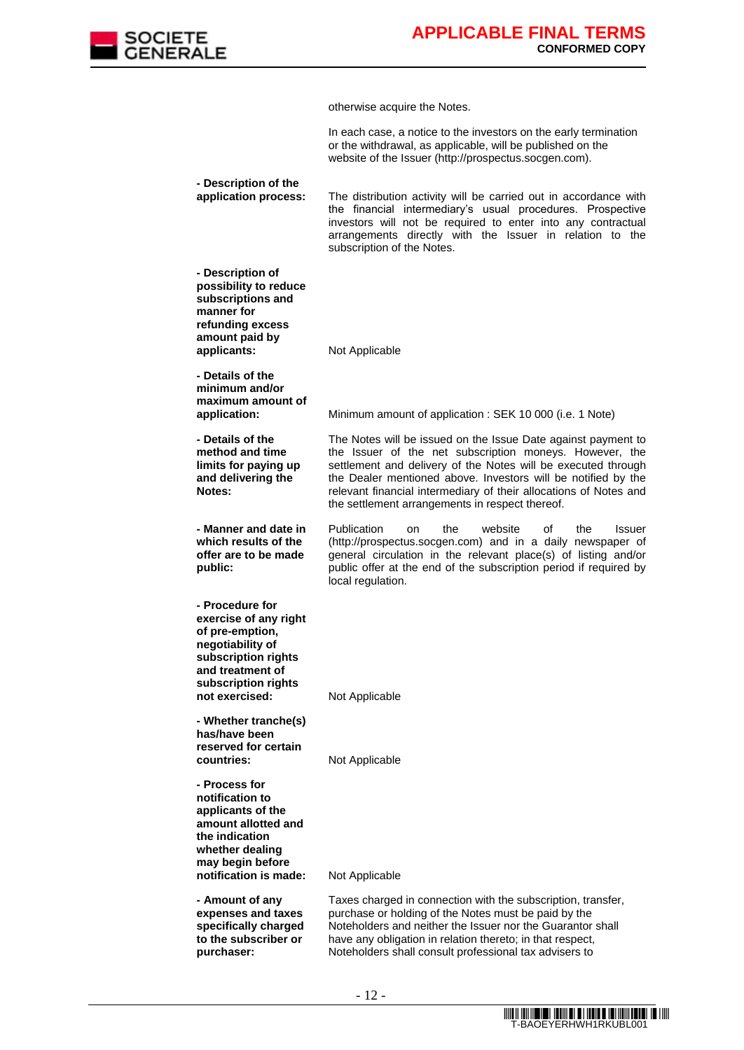| | |
|---|---|
| | otherwise acquire the Notes. |
| | In each case, a notice to the investors on the early termination or the withdrawal, as applicable, will be published on the website of the Issuer (http://prospectus.socgen.com). |
| **- Description of the application process:** | The distribution activity will be carried out in accordance with the financial intermediary's usual procedures. Prospective investors will not be required to enter into any contractual arrangements directly with the Issuer in relation to the subscription of the Notes. |
| **- Description of possibility to reduce subscriptions and manner for refunding excess amount paid by applicants:** | Not Applicable |
| **- Details of the minimum and/or maximum amount of application:** | Minimum amount of application : SEK 10 000 (i.e. 1 Note) |
| **- Details of the method and time limits for paying up and delivering the Notes:** | The Notes will be issued on the Issue Date against payment to the Issuer of the net subscription moneys. However, the settlement and delivery of the Notes will be executed through the Dealer mentioned above. Investors will be notified by the relevant financial intermediary of their allocations of Notes and the settlement arrangements in respect thereof. |
| **- Manner and date in which results of the offer are to be made public:** | Publication on the website of the Issuer (http://prospectus.socgen.com) and in a daily newspaper of general circulation in the relevant place(s) of listing and/or public offer at the end of the subscription period if required by local regulation. |
| **- Procedure for exercise of any right of pre-emption, negotiability of subscription rights and treatment of subscription rights not exercised:** | Not Applicable |
| **- Whether tranche(s) has/have been reserved for certain countries:** | Not Applicable |
| **- Process for notification to applicants of the amount allotted and the indication whether dealing may begin before notification is made:** | Not Applicable |
| **- Amount of any expenses and taxes specifically charged to the subscriber or purchaser:** | Taxes charged in connection with the subscription, transfer, purchase or holding of the Notes must be paid by the Noteholders and neither the Issuer nor the Guarantor shall have any obligation in relation thereto; in that respect, Noteholders shall consult professional tax advisers to |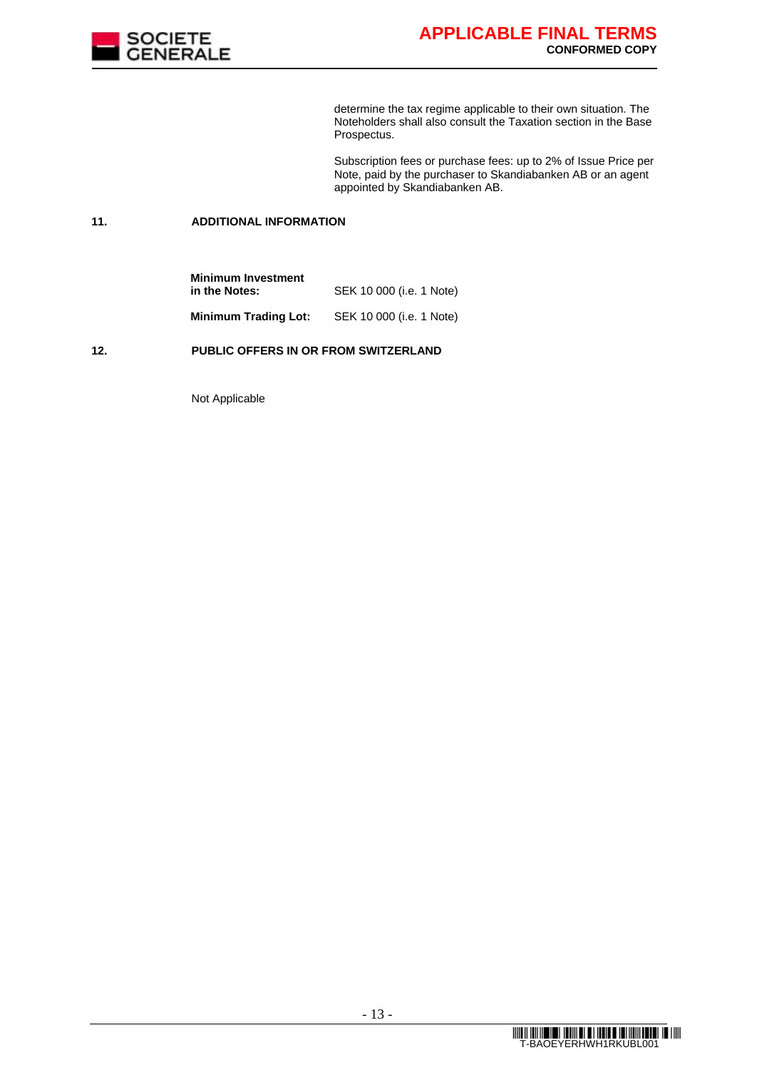determine the tax regime applicable to their own situation. The Noteholders shall also consult the Taxation section in the Base Prospectus.

Subscription fees or purchase fees: up to 2% of Issue Price per Note, paid by the purchaser to Skandiabanken AB or an agent appointed by Skandiabanken AB.

## 11. ADDITIONAL INFORMATION

| | |
|---|---|
| **Minimum Investment in the Notes:** | SEK 10 000 (i.e. 1 Note) |
| **Minimum Trading Lot:** | SEK 10 000 (i.e. 1 Note) |

## 12. PUBLIC OFFERS IN OR FROM SWITZERLAND

Not Applicable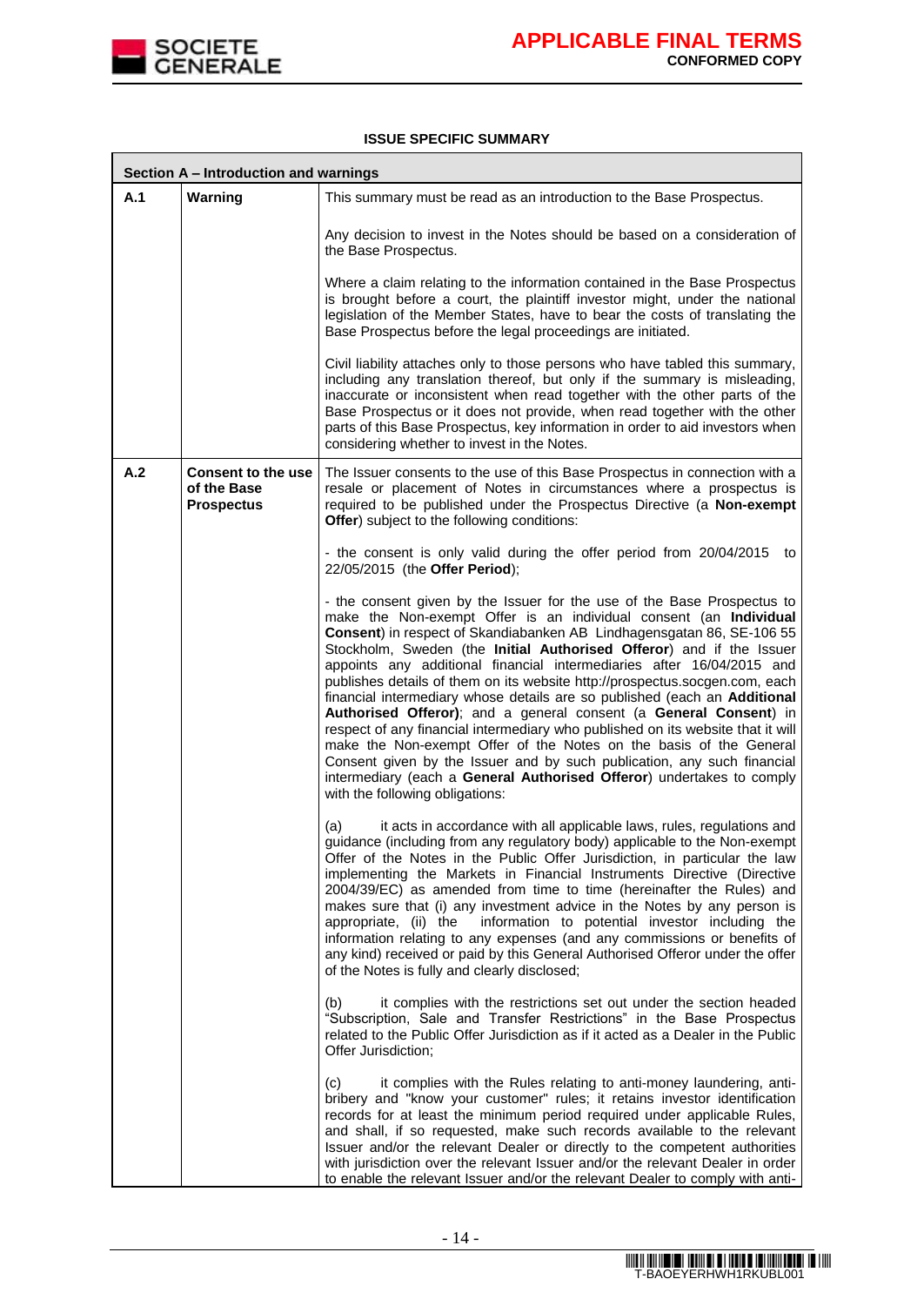## ISSUE SPECIFIC SUMMARY

| Section A – Introduction and warnings | | |
|---|---|---|
| **A.1** | **Warning** | This summary must be read as an introduction to the Base Prospectus.<br><br>Any decision to invest in the Notes should be based on a consideration of the Base Prospectus.<br><br>Where a claim relating to the information contained in the Base Prospectus is brought before a court, the plaintiff investor might, under the national legislation of the Member States, have to bear the costs of translating the Base Prospectus before the legal proceedings are initiated.<br><br>Civil liability attaches only to those persons who have tabled this summary, including any translation thereof, but only if the summary is misleading, inaccurate or inconsistent when read together with the other parts of the Base Prospectus or it does not provide, when read together with the other parts of this Base Prospectus, key information in order to aid investors when considering whether to invest in the Notes. |
| **A.2** | **Consent to the use of the Base Prospectus** | The Issuer consents to the use of this Base Prospectus in connection with a resale or placement of Notes in circumstances where a prospectus is required to be published under the Prospectus Directive (a **Non-exempt Offer**) subject to the following conditions:<br><br>- the consent is only valid during the offer period from 20/04/2015 to 22/05/2015 (the **Offer Period**);<br><br>- the consent given by the Issuer for the use of the Base Prospectus to make the Non-exempt Offer is an individual consent (an **Individual Consent**) in respect of Skandiabanken AB Lindhagensgatan 86, SE-106 55 Stockholm, Sweden (the **Initial Authorised Offeror**) and if the Issuer appoints any additional financial intermediaries after 16/04/2015 and publishes details of them on its website http://prospectus.socgen.com, each financial intermediary whose details are so published (each an **Additional Authorised Offeror**); and a general consent (a **General Consent**) in respect of any financial intermediary who published on its website that it will make the Non-exempt Offer of the Notes on the basis of the General Consent given by the Issuer and by such publication, any such financial intermediary (each a **General Authorised Offeror**) undertakes to comply with the following obligations:<br><br>(a) it acts in accordance with all applicable laws, rules, regulations and guidance (including from any regulatory body) applicable to the Non-exempt Offer of the Notes in the Public Offer Jurisdiction, in particular the law implementing the Markets in Financial Instruments Directive (Directive 2004/39/EC) as amended from time to time (hereinafter the Rules) and makes sure that (i) any investment advice in the Notes by any person is appropriate, (ii) the information to potential investor including the information relating to any expenses (and any commissions or benefits of any kind) received or paid by this General Authorised Offeror under the offer of the Notes is fully and clearly disclosed;<br><br>(b) it complies with the restrictions set out under the section headed "Subscription, Sale and Transfer Restrictions" in the Base Prospectus related to the Public Offer Jurisdiction as if it acted as a Dealer in the Public Offer Jurisdiction;<br><br>(c) it complies with the Rules relating to anti-money laundering, anti-bribery and "know your customer" rules; it retains investor identification records for at least the minimum period required under applicable Rules, and shall, if so requested, make such records available to the relevant Issuer and/or the relevant Dealer or directly to the competent authorities with jurisdiction over the relevant Issuer and/or the relevant Dealer in order to enable the relevant Issuer and/or the relevant Dealer to comply with anti- |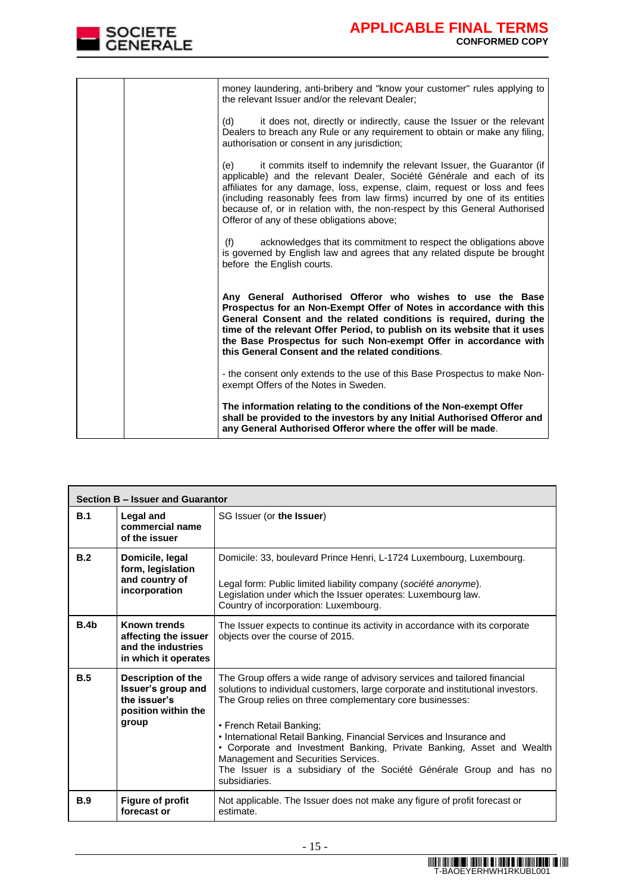| | | money laundering, anti-bribery and "know your customer" rules applying to the relevant Issuer and/or the relevant Dealer;<br><br>(d) it does not, directly or indirectly, cause the Issuer or the relevant Dealers to breach any Rule or any requirement to obtain or make any filing, authorisation or consent in any jurisdiction;<br><br>(e) it commits itself to indemnify the relevant Issuer, the Guarantor (if applicable) and the relevant Dealer, Société Générale and each of its affiliates for any damage, loss, expense, claim, request or loss and fees (including reasonably fees from law firms) incurred by one of its entities because of, or in relation with, the non-respect by this General Authorised Offeror of any of these obligations above;<br><br>(f) acknowledges that its commitment to respect the obligations above is governed by English law and agrees that any related dispute be brought before the English courts.<br><br>**Any General Authorised Offeror who wishes to use the Base Prospectus for an Non-Exempt Offer of Notes in accordance with this General Consent and the related conditions is required, during the time of the relevant Offer Period, to publish on its website that it uses the Base Prospectus for such Non-exempt Offer in accordance with this General Consent and the related conditions**.<br><br>- the consent only extends to the use of this Base Prospectus to make Non-exempt Offers of the Notes in Sweden.<br><br>**The information relating to the conditions of the Non-exempt Offer shall be provided to the investors by any Initial Authorised Offeror and any General Authorised Offeror where the offer will be made**. |
|---|---|---|

| **Section B – Issuer and Guarantor** | | |
|---|---|---|
| **B.1** | **Legal and commercial name of the issuer** | SG Issuer (or **the Issuer**) |
| **B.2** | **Domicile, legal form, legislation and country of incorporation** | Domicile: 33, boulevard Prince Henri, L-1724 Luxembourg, Luxembourg.<br><br>Legal form: Public limited liability company (*société anonyme*).<br>Legislation under which the Issuer operates: Luxembourg law.<br>Country of incorporation: Luxembourg. |
| **B.4b** | **Known trends affecting the issuer and the industries in which it operates** | The Issuer expects to continue its activity in accordance with its corporate objects over the course of 2015. |
| **B.5** | **Description of the Issuer's group and the issuer's position within the group** | The Group offers a wide range of advisory services and tailored financial solutions to individual customers, large corporate and institutional investors. The Group relies on three complementary core businesses:<br><br>• French Retail Banking;<br>• International Retail Banking, Financial Services and Insurance and<br>• Corporate and Investment Banking, Private Banking, Asset and Wealth Management and Securities Services.<br>The Issuer is a subsidiary of the Société Générale Group and has no subsidiaries. |
| **B.9** | **Figure of profit forecast or** | Not applicable. The Issuer does not make any figure of profit forecast or estimate. |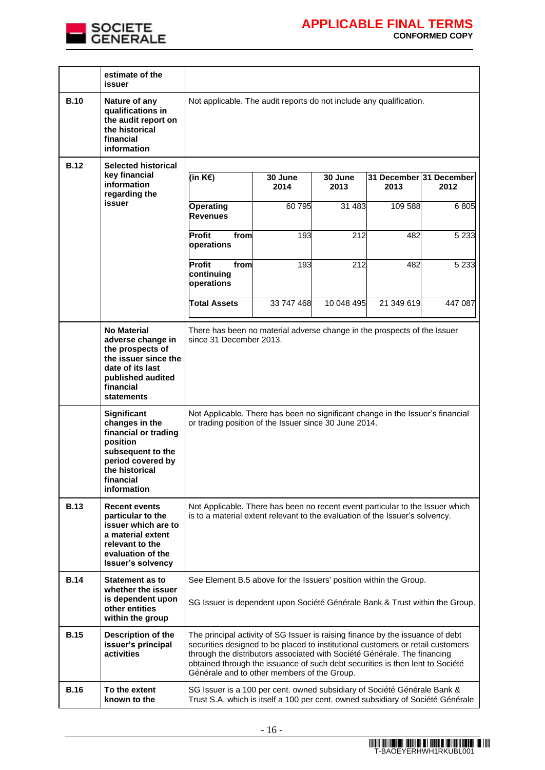| | | |
|---|---|---|
| | **estimate of the issuer** | |
| **B.10** | **Nature of any qualifications in the audit report on the historical financial information** | Not applicable. The audit reports do not include any qualification. |
| **B.12** | **Selected historical key financial information regarding the issuer** | (see table below) |
| | **No Material adverse change in the prospects of the issuer since the date of its last published audited financial statements** | There has been no material adverse change in the prospects of the Issuer since 31 December 2013. |
| | **Significant changes in the financial or trading position subsequent to the period covered by the historical financial information** | Not Applicable. There has been no significant change in the Issuer's financial or trading position of the Issuer since 30 June 2014. |
| **B.13** | **Recent events particular to the issuer which are to a material extent relevant to the evaluation of the Issuer's solvency** | Not Applicable. There has been no recent event particular to the Issuer which is to a material extent relevant to the evaluation of the Issuer's solvency. |
| **B.14** | **Statement as to whether the issuer is dependent upon other entities within the group** | See Element B.5 above for the Issuers' position within the Group.<br><br>SG Issuer is dependent upon Société Générale Bank & Trust within the Group. |
| **B.15** | **Description of the issuer's principal activities** | The principal activity of SG Issuer is raising finance by the issuance of debt securities designed to be placed to institutional customers or retail customers through the distributors associated with Société Générale. The financing obtained through the issuance of such debt securities is then lent to Société Générale and to other members of the Group. |
| **B.16** | **To the extent known to the** | SG Issuer is a 100 per cent. owned subsidiary of Société Générale Bank & Trust S.A. which is itself a 100 per cent. owned subsidiary of Société Générale |

**B.12 – Selected historical key financial information regarding the issuer**

| (in K€) | 30 June 2014 | 30 June 2013 | 31 December 2013 | 31 December 2012 |
|---|---|---|---|---|
| **Operating Revenues** | 60 795 | 31 483 | 109 588 | 6 805 |
| **Profit from operations** | 193 | 212 | 482 | 5 233 |
| **Profit from continuing operations** | 193 | 212 | 482 | 5 233 |
| **Total Assets** | 33 747 468 | 10 048 495 | 21 349 619 | 447 087 |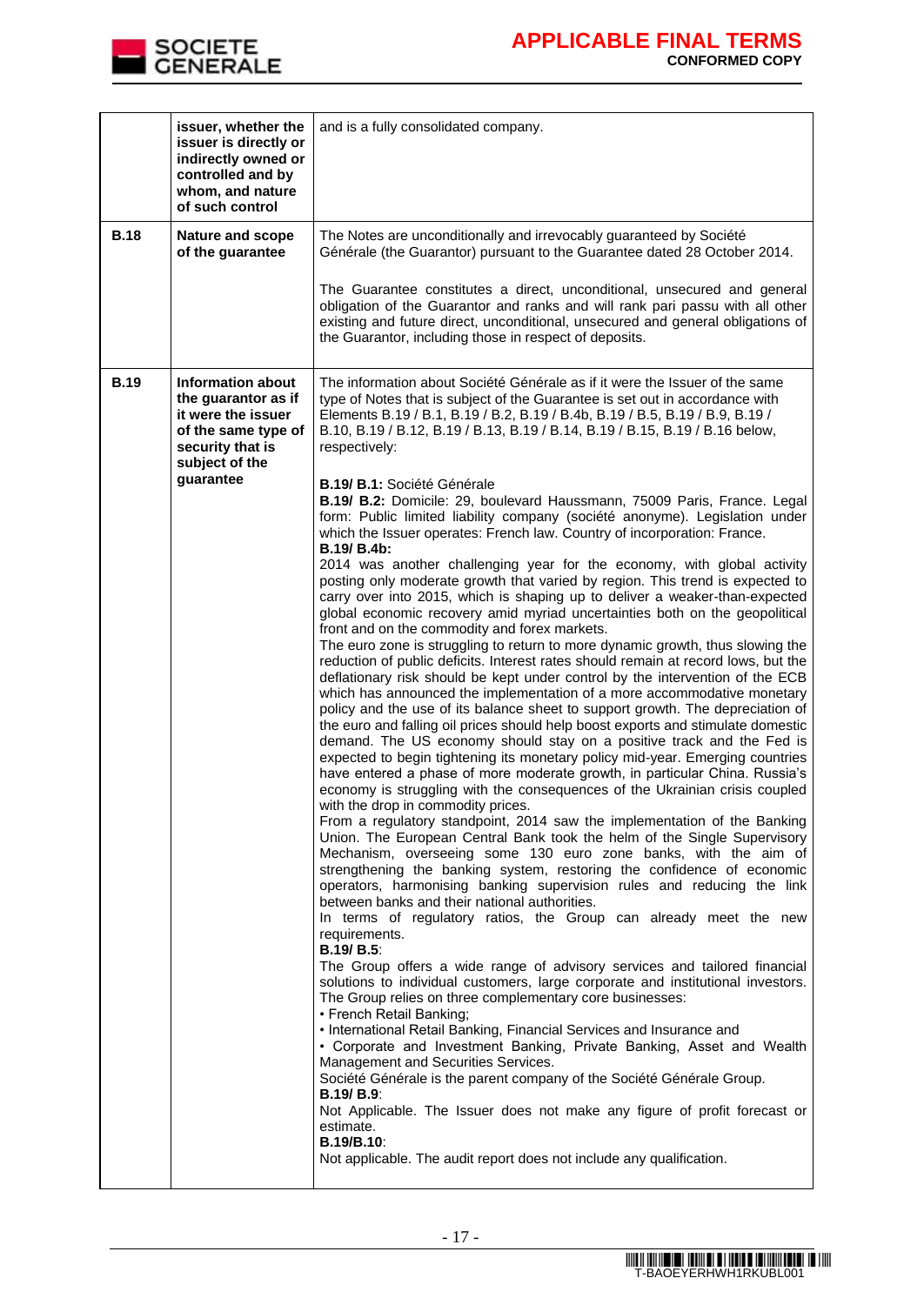| | | |
|---|---|---|
| | **issuer, whether the issuer is directly or indirectly owned or controlled and by whom, and nature of such control** | and is a fully consolidated company. |
| **B.18** | **Nature and scope of the guarantee** | The Notes are unconditionally and irrevocably guaranteed by Société Générale (the Guarantor) pursuant to the Guarantee dated 28 October 2014.<br><br>The Guarantee constitutes a direct, unconditional, unsecured and general obligation of the Guarantor and ranks and will rank pari passu with all other existing and future direct, unconditional, unsecured and general obligations of the Guarantor, including those in respect of deposits. |
| **B.19** | **Information about the guarantor as if it were the issuer of the same type of security that is subject of the guarantee** | The information about Société Générale as if it were the Issuer of the same type of Notes that is subject of the Guarantee is set out in accordance with Elements B.19 / B.1, B.19 / B.2, B.19 / B.4b, B.19 / B.5, B.19 / B.9, B.19 / B.10, B.19 / B.12, B.19 / B.13, B.19 / B.14, B.19 / B.15, B.19 / B.16 below, respectively:<br><br>**B.19/ B.1:** Société Générale<br>**B.19/ B.2:** Domicile: 29, boulevard Haussmann, 75009 Paris, France. Legal form: Public limited liability company (société anonyme). Legislation under which the Issuer operates: French law. Country of incorporation: France.<br>**B.19/ B.4b:**<br>2014 was another challenging year for the economy, with global activity posting only moderate growth that varied by region. This trend is expected to carry over into 2015, which is shaping up to deliver a weaker-than-expected global economic recovery amid myriad uncertainties both on the geopolitical front and on the commodity and forex markets.<br>The euro zone is struggling to return to more dynamic growth, thus slowing the reduction of public deficits. Interest rates should remain at record lows, but the deflationary risk should be kept under control by the intervention of the ECB which has announced the implementation of a more accommodative monetary policy and the use of its balance sheet to support growth. The depreciation of the euro and falling oil prices should help boost exports and stimulate domestic demand. The US economy should stay on a positive track and the Fed is expected to begin tightening its monetary policy mid-year. Emerging countries have entered a phase of more moderate growth, in particular China. Russia's economy is struggling with the consequences of the Ukrainian crisis coupled with the drop in commodity prices.<br>From a regulatory standpoint, 2014 saw the implementation of the Banking Union. The European Central Bank took the helm of the Single Supervisory Mechanism, overseeing some 130 euro zone banks, with the aim of strengthening the banking system, restoring the confidence of economic operators, harmonising banking supervision rules and reducing the link between banks and their national authorities.<br>In terms of regulatory ratios, the Group can already meet the new requirements.<br>**B.19/ B.5**:<br>The Group offers a wide range of advisory services and tailored financial solutions to individual customers, large corporate and institutional investors. The Group relies on three complementary core businesses:<br>• French Retail Banking;<br>• International Retail Banking, Financial Services and Insurance and<br>• Corporate and Investment Banking, Private Banking, Asset and Wealth Management and Securities Services.<br>Société Générale is the parent company of the Société Générale Group.<br>**B.19/ B.9**:<br>Not Applicable. The Issuer does not make any figure of profit forecast or estimate.<br>**B.19/B.10**:<br>Not applicable. The audit report does not include any qualification. |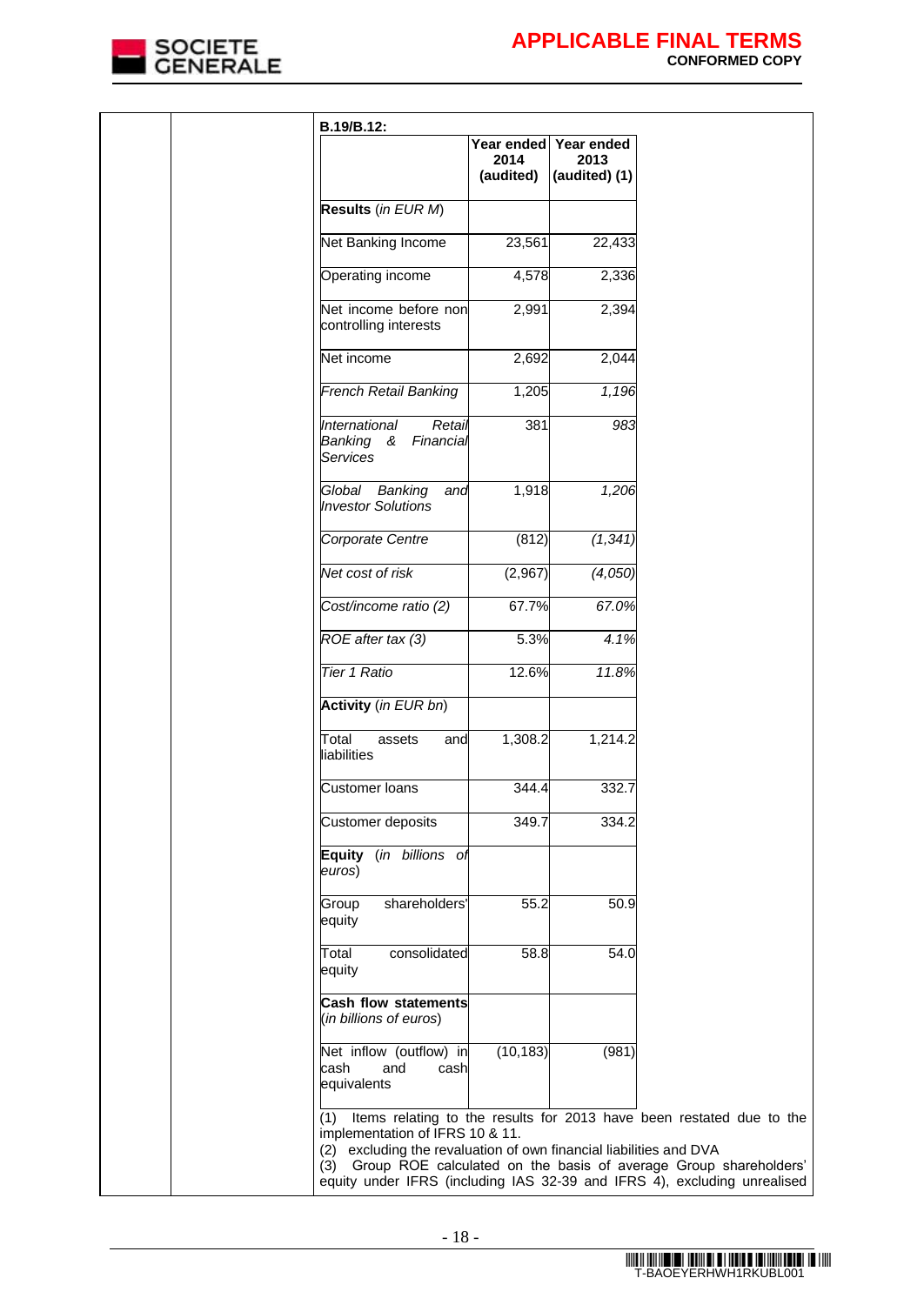**B.19/B.12:**

| | Year ended 2014 (audited) | Year ended 2013 (audited) (1) |
|---|---|---|
| **Results** (*in EUR M*) | | |
| Net Banking Income | 23,561 | 22,433 |
| Operating income | 4,578 | 2,336 |
| Net income before non controlling interests | 2,991 | 2,394 |
| Net income | 2,692 | 2,044 |
| *French Retail Banking* | 1,205 | *1,196* |
| *International Retail Banking & Financial Services* | 381 | *983* |
| *Global Banking and Investor Solutions* | 1,918 | *1,206* |
| *Corporate Centre* | (812) | *(1,341)* |
| *Net cost of risk* | (2,967) | *(4,050)* |
| *Cost/income ratio (2)* | 67.7% | *67.0%* |
| *ROE after tax (3)* | 5.3% | *4.1%* |
| *Tier 1 Ratio* | 12.6% | *11.8%* |
| **Activity** (*in EUR bn*) | | |
| Total assets and liabilities | 1,308.2 | 1,214.2 |
| Customer loans | 344.4 | 332.7 |
| Customer deposits | 349.7 | 334.2 |
| **Equity** (*in billions of euros*) | | |
| Group shareholders' equity | 55.2 | 50.9 |
| Total consolidated equity | 58.8 | 54.0 |
| **Cash flow statements** (*in billions of euros*) | | |
| Net inflow (outflow) in cash and cash equivalents | (10,183) | (981) |

(1) Items relating to the results for 2013 have been restated due to the implementation of IFRS 10 & 11.

(2) excluding the revaluation of own financial liabilities and DVA

(3) Group ROE calculated on the basis of average Group shareholders' equity under IFRS (including IAS 32-39 and IFRS 4), excluding unrealised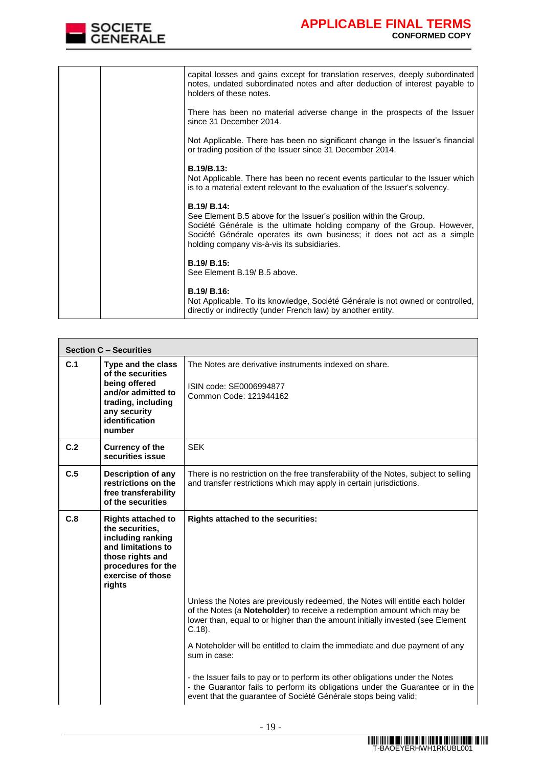| | | |
|---|---|---|
| | | capital losses and gains except for translation reserves, deeply subordinated notes, undated subordinated notes and after deduction of interest payable to holders of these notes.<br><br>There has been no material adverse change in the prospects of the Issuer since 31 December 2014.<br><br>Not Applicable. There has been no significant change in the Issuer's financial or trading position of the Issuer since 31 December 2014.<br><br>**B.19/B.13:**<br>Not Applicable. There has been no recent events particular to the Issuer which is to a material extent relevant to the evaluation of the Issuer's solvency.<br><br>**B.19/ B.14:**<br>See Element B.5 above for the Issuer's position within the Group.<br>Société Générale is the ultimate holding company of the Group. However, Société Générale operates its own business; it does not act as a simple holding company vis-à-vis its subsidiaries.<br><br>**B.19/ B.15:**<br>See Element B.19/ B.5 above.<br><br>**B.19/ B.16:**<br>Not Applicable. To its knowledge, Société Générale is not owned or controlled, directly or indirectly (under French law) by another entity. |

| **Section C – Securities** | | |
|---|---|---|
| **C.1** | **Type and the class of the securities being offered and/or admitted to trading, including any security identification number** | The Notes are derivative instruments indexed on share.<br><br>ISIN code: SE0006994877<br>Common Code: 121944162 |
| **C.2** | **Currency of the securities issue** | SEK |
| **C.5** | **Description of any restrictions on the free transferability of the securities** | There is no restriction on the free transferability of the Notes, subject to selling and transfer restrictions which may apply in certain jurisdictions. |
| **C.8** | **Rights attached to the securities, including ranking and limitations to those rights and procedures for the exercise of those rights** | **Rights attached to the securities:**<br><br>Unless the Notes are previously redeemed, the Notes will entitle each holder of the Notes (a **Noteholder**) to receive a redemption amount which may be lower than, equal to or higher than the amount initially invested (see Element C.18).<br><br>A Noteholder will be entitled to claim the immediate and due payment of any sum in case:<br><br>- the Issuer fails to pay or to perform its other obligations under the Notes<br>- the Guarantor fails to perform its obligations under the Guarantee or in the event that the guarantee of Société Générale stops being valid; |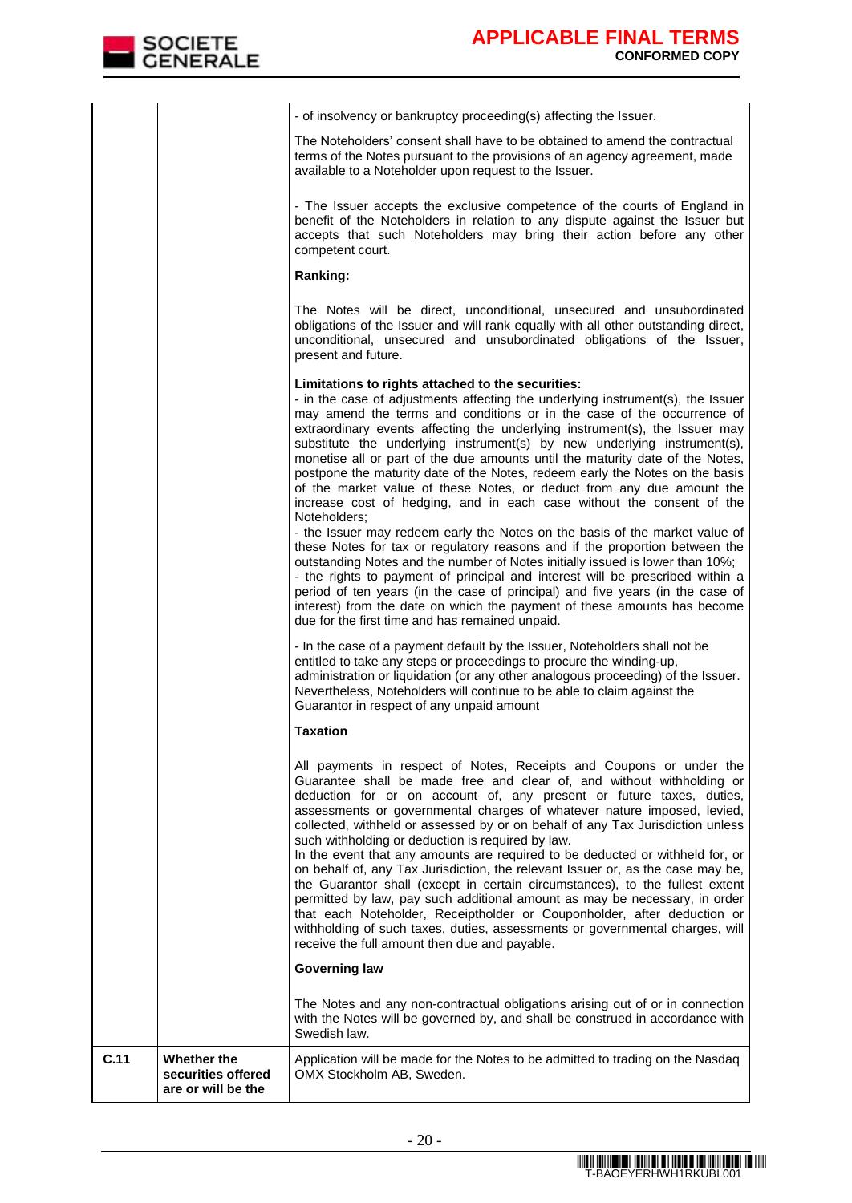| | | |
|---|---|---|
| | | - of insolvency or bankruptcy proceeding(s) affecting the Issuer.<br><br>The Noteholders' consent shall have to be obtained to amend the contractual terms of the Notes pursuant to the provisions of an agency agreement, made available to a Noteholder upon request to the Issuer.<br><br>- The Issuer accepts the exclusive competence of the courts of England in benefit of the Noteholders in relation to any dispute against the Issuer but accepts that such Noteholders may bring their action before any other competent court.<br><br>**Ranking:**<br><br>The Notes will be direct, unconditional, unsecured and unsubordinated obligations of the Issuer and will rank equally with all other outstanding direct, unconditional, unsecured and unsubordinated obligations of the Issuer, present and future.<br><br>**Limitations to rights attached to the securities:**<br>- in the case of adjustments affecting the underlying instrument(s), the Issuer may amend the terms and conditions or in the case of the occurrence of extraordinary events affecting the underlying instrument(s), the Issuer may substitute the underlying instrument(s) by new underlying instrument(s), monetise all or part of the due amounts until the maturity date of the Notes, postpone the maturity date of the Notes, redeem early the Notes on the basis of the market value of these Notes, or deduct from any due amount the increase cost of hedging, and in each case without the consent of the Noteholders;<br>- the Issuer may redeem early the Notes on the basis of the market value of these Notes for tax or regulatory reasons and if the proportion between the outstanding Notes and the number of Notes initially issued is lower than 10%;<br>- the rights to payment of principal and interest will be prescribed within a period of ten years (in the case of principal) and five years (in the case of interest) from the date on which the payment of these amounts has become due for the first time and has remained unpaid.<br><br>- In the case of a payment default by the Issuer, Noteholders shall not be entitled to take any steps or proceedings to procure the winding-up, administration or liquidation (or any other analogous proceeding) of the Issuer. Nevertheless, Noteholders will continue to be able to claim against the Guarantor in respect of any unpaid amount<br><br>**Taxation**<br><br>All payments in respect of Notes, Receipts and Coupons or under the Guarantee shall be made free and clear of, and without withholding or deduction for or on account of, any present or future taxes, duties, assessments or governmental charges of whatever nature imposed, levied, collected, withheld or assessed by or on behalf of any Tax Jurisdiction unless such withholding or deduction is required by law.<br>In the event that any amounts are required to be deducted or withheld for, or on behalf of, any Tax Jurisdiction, the relevant Issuer or, as the case may be, the Guarantor shall (except in certain circumstances), to the fullest extent permitted by law, pay such additional amount as may be necessary, in order that each Noteholder, Receiptholder or Couponholder, after deduction or withholding of such taxes, duties, assessments or governmental charges, will receive the full amount then due and payable.<br><br>**Governing law**<br><br>The Notes and any non-contractual obligations arising out of or in connection with the Notes will be governed by, and shall be construed in accordance with Swedish law. |
| **C.11** | **Whether the securities offered are or will be the** | Application will be made for the Notes to be admitted to trading on the Nasdaq OMX Stockholm AB, Sweden. |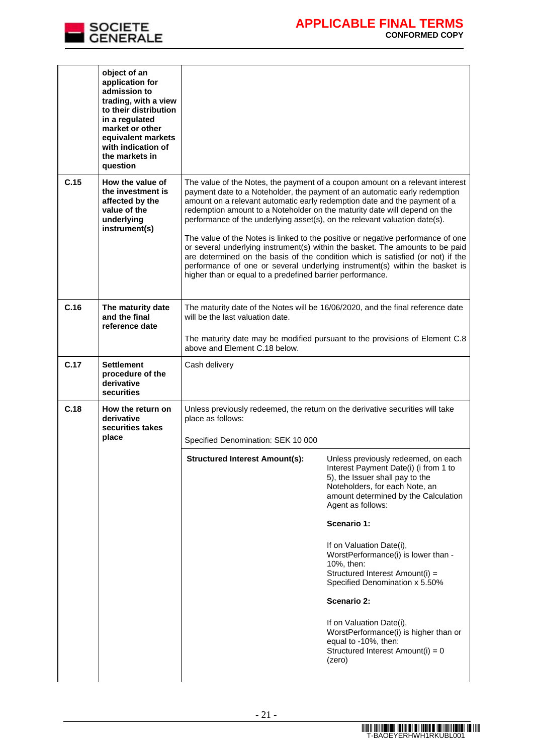| | | |
|---|---|---|
| | **object of an application for admission to trading, with a view to their distribution in a regulated market or other equivalent markets with indication of the markets in question** | |
| **C.15** | **How the value of the investment is affected by the value of the underlying instrument(s)** | The value of the Notes, the payment of a coupon amount on a relevant interest payment date to a Noteholder, the payment of an automatic early redemption amount on a relevant automatic early redemption date and the payment of a redemption amount to a Noteholder on the maturity date will depend on the performance of the underlying asset(s), on the relevant valuation date(s).<br><br>The value of the Notes is linked to the positive or negative performance of one or several underlying instrument(s) within the basket. The amounts to be paid are determined on the basis of the condition which is satisfied (or not) if the performance of one or several underlying instrument(s) within the basket is higher than or equal to a predefined barrier performance. |
| **C.16** | **The maturity date and the final reference date** | The maturity date of the Notes will be 16/06/2020, and the final reference date will be the last valuation date.<br><br>The maturity date may be modified pursuant to the provisions of Element C.8 above and Element C.18 below. |
| **C.17** | **Settlement procedure of the derivative securities** | Cash delivery |
| **C.18** | **How the return on derivative securities takes place** | Unless previously redeemed, the return on the derivative securities will take place as follows:<br><br>Specified Denomination: SEK 10 000 |
| | | **Structured Interest Amount(s):** Unless previously redeemed, on each Interest Payment Date(i) (i from 1 to 5), the Issuer shall pay to the Noteholders, for each Note, an amount determined by the Calculation Agent as follows:<br><br>**Scenario 1:**<br><br>If on Valuation Date(i), WorstPerformance(i) is lower than -10%, then:<br>Structured Interest Amount(i) = Specified Denomination x 5.50%<br><br>**Scenario 2:**<br><br>If on Valuation Date(i), WorstPerformance(i) is higher than or equal to -10%, then:<br>Structured Interest Amount(i) = 0 (zero) |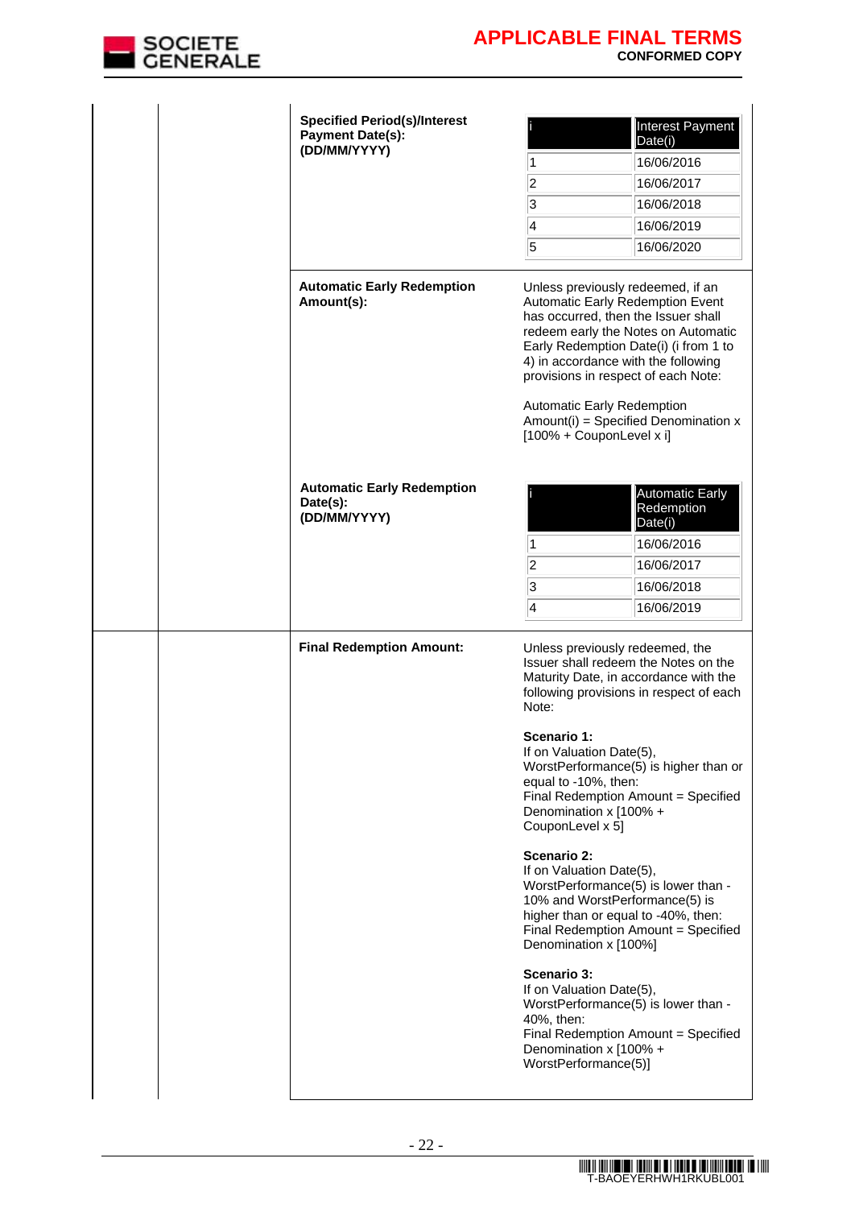| | |
|---|---|
| **Specified Period(s)/Interest Payment Date(s): (DD/MM/YYYY)** | <table><tr><th>i</th><th>Interest Payment Date(i)</th></tr><tr><td>1</td><td>16/06/2016</td></tr><tr><td>2</td><td>16/06/2017</td></tr><tr><td>3</td><td>16/06/2018</td></tr><tr><td>4</td><td>16/06/2019</td></tr><tr><td>5</td><td>16/06/2020</td></tr></table> |
| **Automatic Early Redemption Amount(s):** | Unless previously redeemed, if an Automatic Early Redemption Event has occurred, then the Issuer shall redeem early the Notes on Automatic Early Redemption Date(i) (i from 1 to 4) in accordance with the following provisions in respect of each Note:<br><br>Automatic Early Redemption Amount(i) = Specified Denomination x [100% + CouponLevel x i] |
| **Automatic Early Redemption Date(s): (DD/MM/YYYY)** | <table><tr><th>i</th><th>Automatic Early Redemption Date(i)</th></tr><tr><td>1</td><td>16/06/2016</td></tr><tr><td>2</td><td>16/06/2017</td></tr><tr><td>3</td><td>16/06/2018</td></tr><tr><td>4</td><td>16/06/2019</td></tr></table> |
| **Final Redemption Amount:** | Unless previously redeemed, the Issuer shall redeem the Notes on the Maturity Date, in accordance with the following provisions in respect of each Note:<br><br>**Scenario 1:**<br>If on Valuation Date(5), WorstPerformance(5) is higher than or equal to -10%, then:<br>Final Redemption Amount = Specified Denomination x [100% + CouponLevel x 5]<br><br>**Scenario 2:**<br>If on Valuation Date(5), WorstPerformance(5) is lower than -10% and WorstPerformance(5) is higher than or equal to -40%, then:<br>Final Redemption Amount = Specified Denomination x [100%]<br><br>**Scenario 3:**<br>If on Valuation Date(5), WorstPerformance(5) is lower than -40%, then:<br>Final Redemption Amount = Specified Denomination x [100% + WorstPerformance(5)] |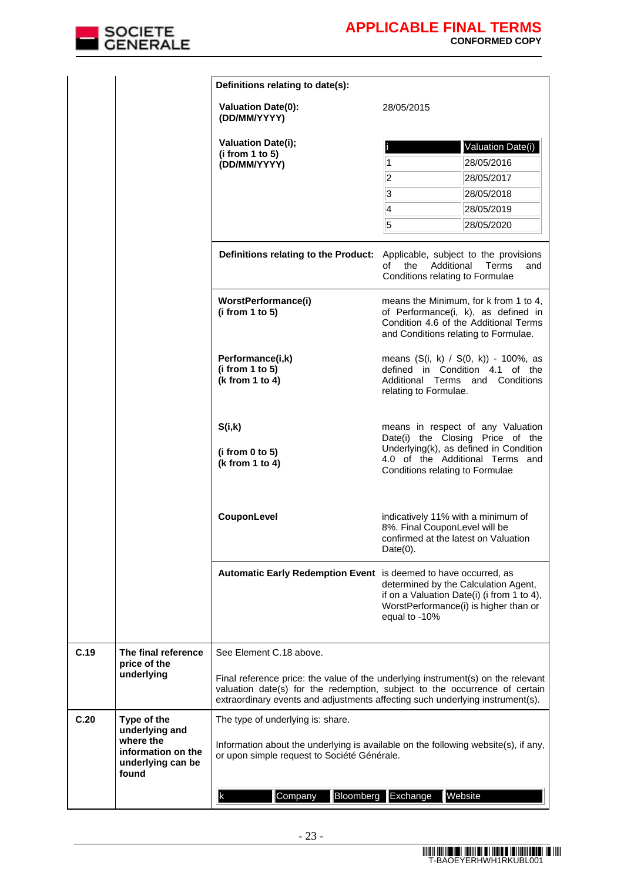| | | | |
|---|---|---|---|
| | | **Definitions relating to date(s):** | |
| | | **Valuation Date(0): (DD/MM/YYYY)** | 28/05/2015 |
| | | **Valuation Date(i); (i from 1 to 5) (DD/MM/YYYY)** | i / Valuation Date(i): 1 – 28/05/2016; 2 – 28/05/2017; 3 – 28/05/2018; 4 – 28/05/2019; 5 – 28/05/2020 |
| | | **Definitions relating to the Product:** | Applicable, subject to the provisions of the Additional Terms and Conditions relating to Formulae |
| | | **WorstPerformance(i) (i from 1 to 5)** | means the Minimum, for k from 1 to 4, of Performance(i, k), as defined in Condition 4.6 of the Additional Terms and Conditions relating to Formulae. |
| | | **Performance(i,k) (i from 1 to 5) (k from 1 to 4)** | means (S(i, k) / S(0, k)) - 100%, as defined in Condition 4.1 of the Additional Terms and Conditions relating to Formulae. |
| | | **S(i,k)** **(i from 0 to 5) (k from 1 to 4)** | means in respect of any Valuation Date(i) the Closing Price of the Underlying(k), as defined in Condition 4.0 of the Additional Terms and Conditions relating to Formulae |
| | | **CouponLevel** | indicatively 11% with a minimum of 8%. Final CouponLevel will be confirmed at the latest on Valuation Date(0). |
| | | **Automatic Early Redemption Event** | is deemed to have occurred, as determined by the Calculation Agent, if on a Valuation Date(i) (i from 1 to 4), WorstPerformance(i) is higher than or equal to -10% |
| **C.19** | **The final reference price of the underlying** | See Element C.18 above.<br><br>Final reference price: the value of the underlying instrument(s) on the relevant valuation date(s) for the redemption, subject to the occurrence of certain extraordinary events and adjustments affecting such underlying instrument(s). | |
| **C.20** | **Type of the underlying and where the information on the underlying can be found** | The type of underlying is: share.<br><br>Information about the underlying is available on the following website(s), if any, or upon simple request to Société Générale. | |

| k | Company | Bloomberg | Exchange | Website |
|---|---|---|---|---|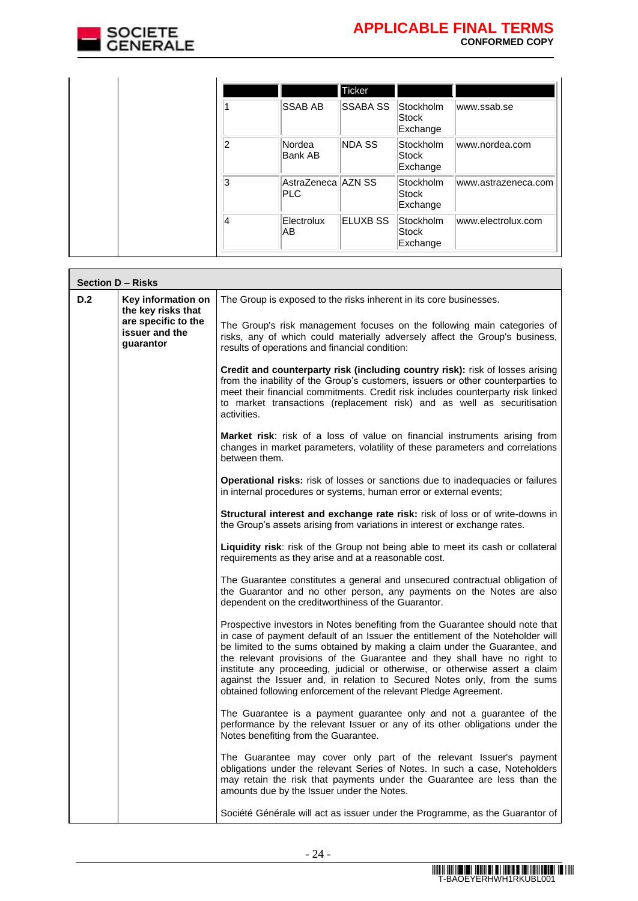| | | Ticker | | |
|---|---|---|---|---|
| 1 | SSAB AB | SSABA SS | Stockholm Stock Exchange | www.ssab.se |
| 2 | Nordea Bank AB | NDA SS | Stockholm Stock Exchange | www.nordea.com |
| 3 | AstraZeneca PLC | AZN SS | Stockholm Stock Exchange | www.astrazeneca.com |
| 4 | Electrolux AB | ELUXB SS | Stockholm Stock Exchange | www.electrolux.com |

**Section D – Risks**

| | | |
|---|---|---|
| **D.2** | **Key information on the key risks that are specific to the issuer and the guarantor** | The Group is exposed to the risks inherent in its core businesses.<br><br>The Group's risk management focuses on the following main categories of risks, any of which could materially adversely affect the Group's business, results of operations and financial condition:<br><br>**Credit and counterparty risk (including country risk):** risk of losses arising from the inability of the Group's customers, issuers or other counterparties to meet their financial commitments. Credit risk includes counterparty risk linked to market transactions (replacement risk) and as well as securitisation activities.<br><br>**Market risk**: risk of a loss of value on financial instruments arising from changes in market parameters, volatility of these parameters and correlations between them.<br><br>**Operational risks:** risk of losses or sanctions due to inadequacies or failures in internal procedures or systems, human error or external events;<br><br>**Structural interest and exchange rate risk:** risk of loss or of write-downs in the Group's assets arising from variations in interest or exchange rates.<br><br>**Liquidity risk**: risk of the Group not being able to meet its cash or collateral requirements as they arise and at a reasonable cost.<br><br>The Guarantee constitutes a general and unsecured contractual obligation of the Guarantor and no other person, any payments on the Notes are also dependent on the creditworthiness of the Guarantor.<br><br>Prospective investors in Notes benefiting from the Guarantee should note that in case of payment default of an Issuer the entitlement of the Noteholder will be limited to the sums obtained by making a claim under the Guarantee, and the relevant provisions of the Guarantee and they shall have no right to institute any proceeding, judicial or otherwise, or otherwise assert a claim against the Issuer and, in relation to Secured Notes only, from the sums obtained following enforcement of the relevant Pledge Agreement.<br><br>The Guarantee is a payment guarantee only and not a guarantee of the performance by the relevant Issuer or any of its other obligations under the Notes benefiting from the Guarantee.<br><br>The Guarantee may cover only part of the relevant Issuer's payment obligations under the relevant Series of Notes. In such a case, Noteholders may retain the risk that payments under the Guarantee are less than the amounts due by the Issuer under the Notes.<br><br>Société Générale will act as issuer under the Programme, as the Guarantor of |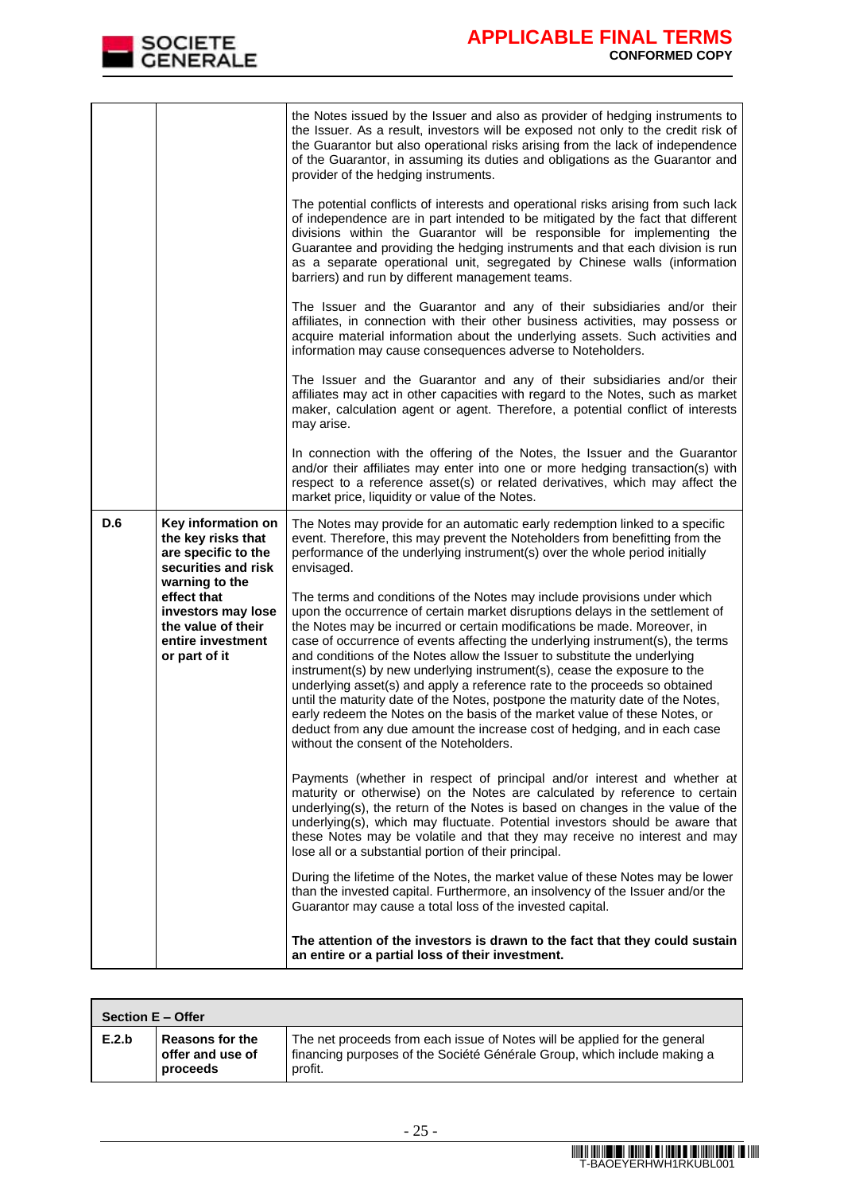| | | |
|---|---|---|
| | | the Notes issued by the Issuer and also as provider of hedging instruments to the Issuer. As a result, investors will be exposed not only to the credit risk of the Guarantor but also operational risks arising from the lack of independence of the Guarantor, in assuming its duties and obligations as the Guarantor and provider of the hedging instruments.<br><br>The potential conflicts of interests and operational risks arising from such lack of independence are in part intended to be mitigated by the fact that different divisions within the Guarantor will be responsible for implementing the Guarantee and providing the hedging instruments and that each division is run as a separate operational unit, segregated by Chinese walls (information barriers) and run by different management teams.<br><br>The Issuer and the Guarantor and any of their subsidiaries and/or their affiliates, in connection with their other business activities, may possess or acquire material information about the underlying assets. Such activities and information may cause consequences adverse to Noteholders.<br><br>The Issuer and the Guarantor and any of their subsidiaries and/or their affiliates may act in other capacities with regard to the Notes, such as market maker, calculation agent or agent. Therefore, a potential conflict of interests may arise.<br><br>In connection with the offering of the Notes, the Issuer and the Guarantor and/or their affiliates may enter into one or more hedging transaction(s) with respect to a reference asset(s) or related derivatives, which may affect the market price, liquidity or value of the Notes. |
| **D.6** | **Key information on the key risks that are specific to the securities and risk warning to the effect that investors may lose the value of their entire investment or part of it** | The Notes may provide for an automatic early redemption linked to a specific event. Therefore, this may prevent the Noteholders from benefitting from the performance of the underlying instrument(s) over the whole period initially envisaged.<br><br>The terms and conditions of the Notes may include provisions under which upon the occurrence of certain market disruptions delays in the settlement of the Notes may be incurred or certain modifications be made. Moreover, in case of occurrence of events affecting the underlying instrument(s), the terms and conditions of the Notes allow the Issuer to substitute the underlying instrument(s) by new underlying instrument(s), cease the exposure to the underlying asset(s) and apply a reference rate to the proceeds so obtained until the maturity date of the Notes, postpone the maturity date of the Notes, early redeem the Notes on the basis of the market value of these Notes, or deduct from any due amount the increase cost of hedging, and in each case without the consent of the Noteholders.<br><br>Payments (whether in respect of principal and/or interest and whether at maturity or otherwise) on the Notes are calculated by reference to certain underlying(s), the return of the Notes is based on changes in the value of the underlying(s), which may fluctuate. Potential investors should be aware that these Notes may be volatile and that they may receive no interest and may lose all or a substantial portion of their principal.<br><br>During the lifetime of the Notes, the market value of these Notes may be lower than the invested capital. Furthermore, an insolvency of the Issuer and/or the Guarantor may cause a total loss of the invested capital.<br><br>**The attention of the investors is drawn to the fact that they could sustain an entire or a partial loss of their investment.** |

| **Section E – Offer** | | |
|---|---|---|
| **E.2.b** | **Reasons for the offer and use of proceeds** | The net proceeds from each issue of Notes will be applied for the general financing purposes of the Société Générale Group, which include making a profit. |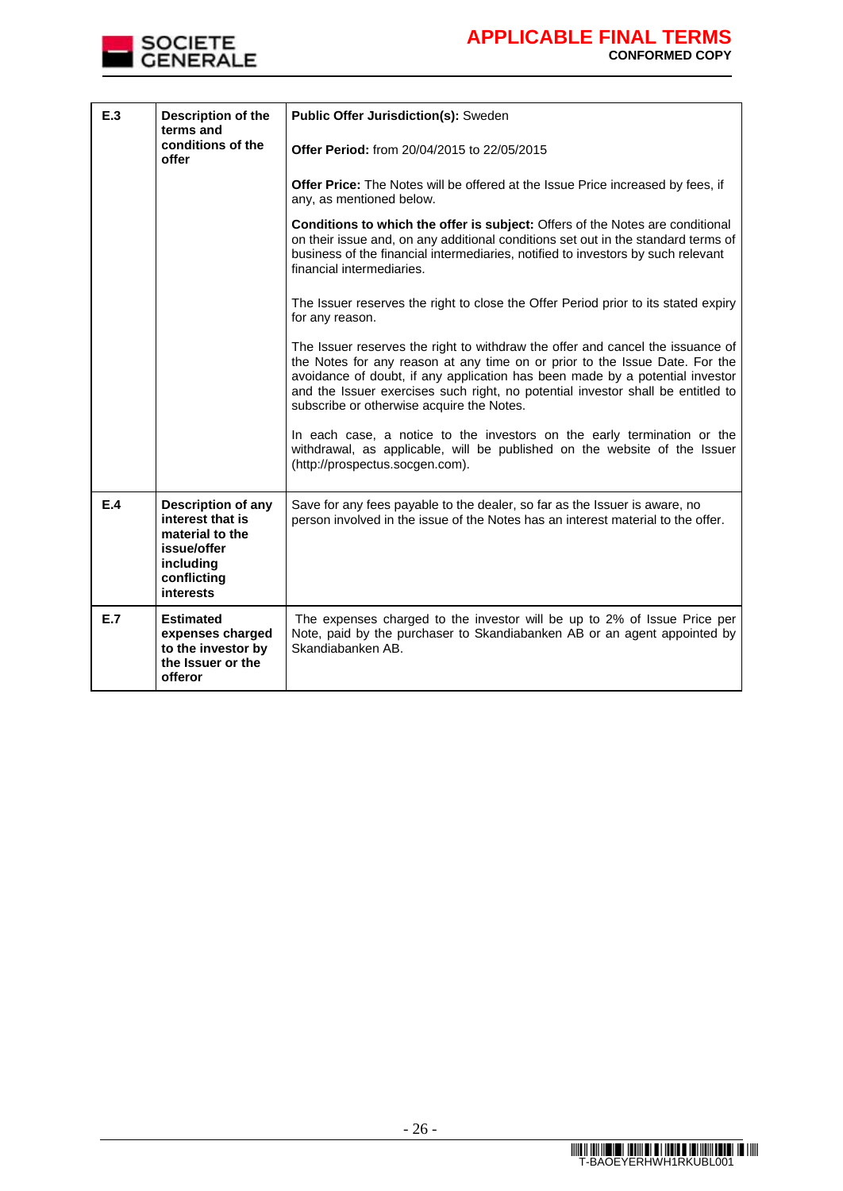| | | |
|---|---|---|
| **E.3** | **Description of the terms and conditions of the offer** | **Public Offer Jurisdiction(s):** Sweden<br><br>**Offer Period:** from 20/04/2015 to 22/05/2015<br><br>**Offer Price:** The Notes will be offered at the Issue Price increased by fees, if any, as mentioned below.<br><br>**Conditions to which the offer is subject:** Offers of the Notes are conditional on their issue and, on any additional conditions set out in the standard terms of business of the financial intermediaries, notified to investors by such relevant financial intermediaries.<br><br>The Issuer reserves the right to close the Offer Period prior to its stated expiry for any reason.<br><br>The Issuer reserves the right to withdraw the offer and cancel the issuance of the Notes for any reason at any time on or prior to the Issue Date. For the avoidance of doubt, if any application has been made by a potential investor and the Issuer exercises such right, no potential investor shall be entitled to subscribe or otherwise acquire the Notes.<br><br>In each case, a notice to the investors on the early termination or the withdrawal, as applicable, will be published on the website of the Issuer (http://prospectus.socgen.com). |
| **E.4** | **Description of any interest that is material to the issue/offer including conflicting interests** | Save for any fees payable to the dealer, so far as the Issuer is aware, no person involved in the issue of the Notes has an interest material to the offer. |
| **E.7** | **Estimated expenses charged to the investor by the Issuer or the offeror** | The expenses charged to the investor will be up to 2% of Issue Price per Note, paid by the purchaser to Skandiabanken AB or an agent appointed by Skandiabanken AB. |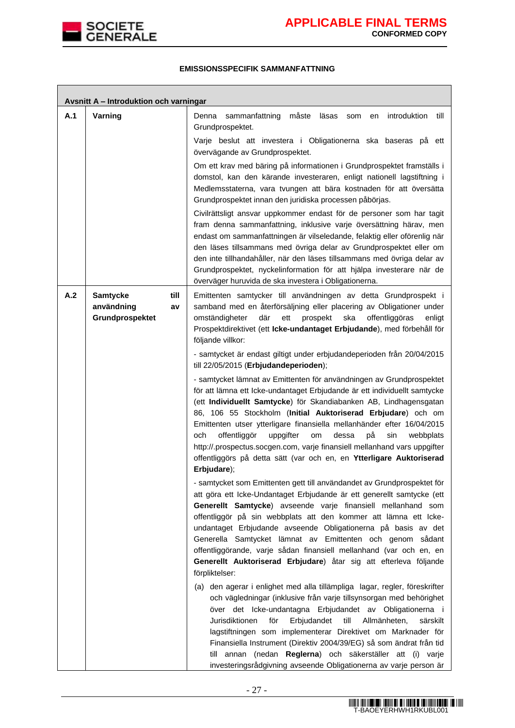**EMISSIONSSPECIFIK SAMMANFATTNING**

| Avsnitt A – Introduktion och varningar | | |
|---|---|---|
| **A.1** | **Varning** | Denna sammanfattning måste läsas som en introduktion till Grundprospektet.<br><br>Varje beslut att investera i Obligationerna ska baseras på ett övervägande av Grundprospektet.<br><br>Om ett krav med bäring på informationen i Grundprospektet framställs i domstol, kan den kärande investeraren, enligt nationell lagstiftning i Medlemsstaterna, vara tvungen att bära kostnaden för att översätta Grundprospektet innan den juridiska processen påbörjas.<br><br>Civilrättsligt ansvar uppkommer endast för de personer som har tagit fram denna sammanfattning, inklusive varje översättning härav, men endast om sammanfattningen är vilseledande, felaktig eller oförenlig när den läses tillsammans med övriga delar av Grundprospektet eller om den inte tillhandahåller, när den läses tillsammans med övriga delar av Grundprospektet, nyckelinformation för att hjälpa investerare när de överväger huruvida de ska investera i Obligationerna. |
| **A.2** | **Samtycke till användning av Grundprospektet** | Emittenten samtycker till användningen av detta Grundprospekt i samband med en återförsäljning eller placering av Obligationer under omständigheter där ett prospekt ska offentliggöras enligt Prospektdirektivet (ett **Icke-undantaget Erbjudande**), med förbehåll för följande villkor:<br><br>- samtycket är endast giltigt under erbjudandeperioden från 20/04/2015 till 22/05/2015 (**Erbjudandeperioden**);<br><br>- samtycket lämnat av Emittenten för användningen av Grundprospektet för att lämna ett Icke-undantaget Erbjudande är ett individuellt samtycke (ett **Individuellt Samtycke**) för Skandiabanken AB, Lindhagensgatan 86, 106 55 Stockholm (**Initial Auktoriserad Erbjudare**) och om Emittenten utser ytterligare finansiella mellanhänder efter 16/04/2015 och offentliggör uppgifter om dessa på sin webbplats http://.prospectus.socgen.com, varje finansiell mellanhand vars uppgifter offentliggörs på detta sätt (var och en, en **Ytterligare Auktoriserad Erbjudare**);<br><br>- samtycket som Emittenten gett till användandet av Grundprospektet för att göra ett Icke-Undantaget Erbjudande är ett generellt samtycke (ett **Generellt Samtycke**) avseende varje finansiell mellanhand som offentliggör på sin webbplats att den kommer att lämna ett Icke-undantaget Erbjudande avseende Obligationerna på basis av det Generella Samtycket lämnat av Emittenten och genom sådant offentliggörande, varje sådan finansiell mellanhand (var och en, en **Generellt Auktoriserad Erbjudare**) åtar sig att efterleva följande förpliktelser:<br><br>(a) den agerar i enlighet med alla tillämpliga lagar, regler, föreskrifter och vägledningar (inklusive från varje tillsynsorgan med behörighet över det Icke-undantagna Erbjudandet av Obligationerna i Jurisdiktionen för Erbjudandet till Allmänheten, särskilt lagstiftningen som implementerar Direktivet om Marknader för Finansiella Instrument (Direktiv 2004/39/EG) så som ändrat från tid till annan (nedan **Reglerna**) och säkerställer att (i) varje investeringsrådgivning avseende Obligationerna av varje person är |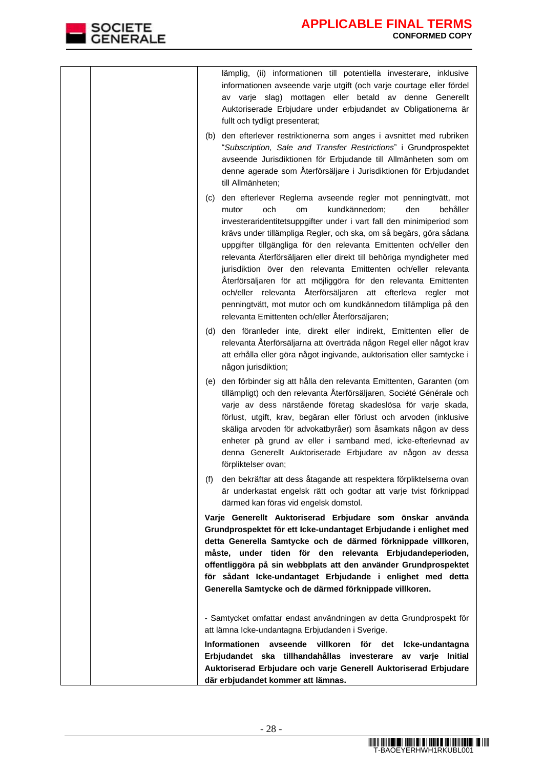| | | lämplig, (ii) informationen till potentiella investerare, inklusive informationen avseende varje utgift (och varje courtage eller fördel av varje slag) mottagen eller betald av denne Generellt Auktoriserade Erbjudare under erbjudandet av Obligationerna är fullt och tydligt presenterat;<br><br>(b) den efterlever restriktionerna som anges i avsnittet med rubriken "*Subscription, Sale and Transfer Restrictions*" i Grundprospektet avseende Jurisdiktionen för Erbjudande till Allmänheten som om denne agerade som Återförsäljare i Jurisdiktionen för Erbjudandet till Allmänheten;<br><br>(c) den efterlever Reglerna avseende regler mot penningtvätt, mot mutor och om kundkännedom; den behåller investeraridentitetsuppgifter under i vart fall den minimiperiod som krävs under tillämpliga Regler, och ska, om så begärs, göra sådana uppgifter tillgängliga för den relevanta Emittenten och/eller den relevanta Återförsäljaren eller direkt till behöriga myndigheter med jurisdiktion över den relevanta Emittenten och/eller relevanta Återförsäljaren för att möjliggöra för den relevanta Emittenten och/eller relevanta Återförsäljaren att efterleva regler mot penningtvätt, mot mutor och om kundkännedom tillämpliga på den relevanta Emittenten och/eller Återförsäljaren;<br><br>(d) den föranleder inte, direkt eller indirekt, Emittenten eller de relevanta Återförsäljarna att överträda någon Regel eller något krav att erhålla eller göra något ingivande, auktorisation eller samtycke i någon jurisdiktion;<br><br>(e) den förbinder sig att hålla den relevanta Emittenten, Garanten (om tillämpligt) och den relevanta Återförsäljaren, Société Générale och varje av dess närstående företag skadeslösa för varje skada, förlust, utgift, krav, begäran eller förlust och arvoden (inklusive skäliga arvoden för advokatbyråer) som åsamkats någon av dess enheter på grund av eller i samband med, icke-efterlevnad av denna Generellt Auktoriserade Erbjudare av någon av dessa förpliktelser ovan;<br><br>(f) den bekräftar att dess åtagande att respektera förpliktelserna ovan är underkastat engelsk rätt och godtar att varje tvist förknippad därmed kan föras vid engelsk domstol.<br><br>**Varje Generellt Auktoriserad Erbjudare som önskar använda Grundprospektet för ett Icke-undantaget Erbjudande i enlighet med detta Generella Samtycke och de därmed förknippade villkoren, måste, under tiden för den relevanta Erbjudandeperioden, offentliggöra på sin webbplats att den använder Grundprospektet för sådant Icke-undantaget Erbjudande i enlighet med detta Generella Samtycke och de därmed förknippade villkoren.**<br><br>- Samtycket omfattar endast användningen av detta Grundprospekt för att lämna Icke-undantagna Erbjudanden i Sverige.<br><br>**Informationen avseende villkoren för det Icke-undantagna Erbjudandet ska tillhandahållas investerare av varje Initial Auktoriserad Erbjudare och varje Generell Auktoriserad Erbjudare där erbjudandet kommer att lämnas.** |
|---|---|---|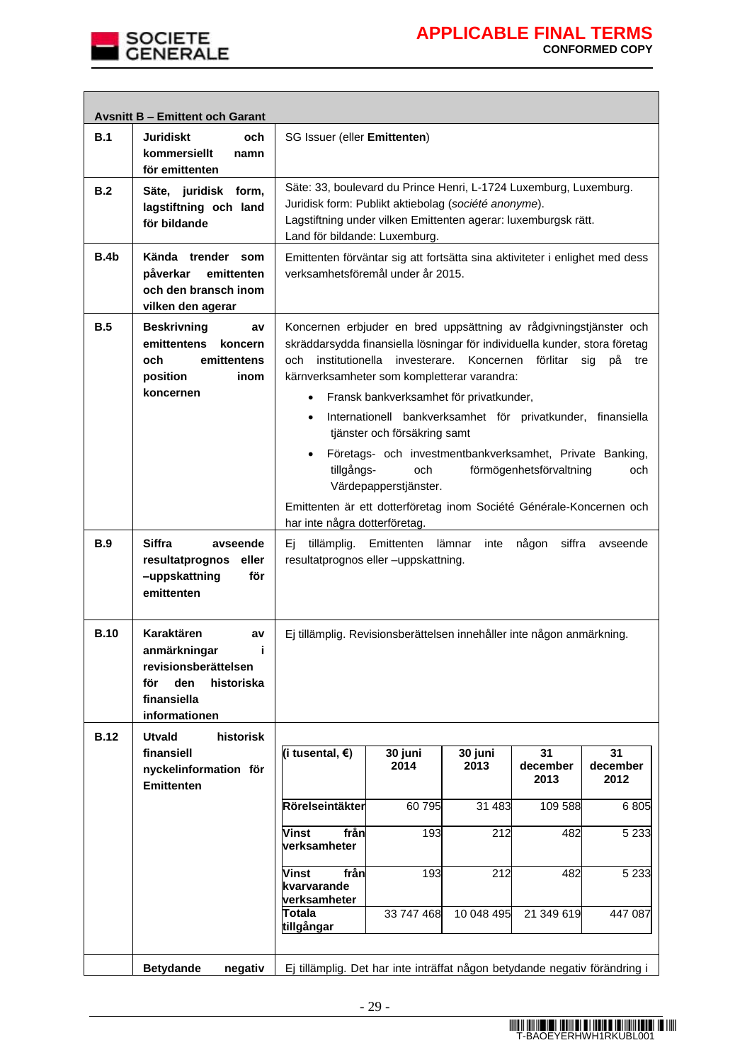| **Avsnitt B – Emittent och Garant** | | |
|---|---|---|
| **B.1** | **Juridiskt och kommersiellt namn för emittenten** | SG Issuer (eller **Emittenten**) |
| **B.2** | **Säte, juridisk form, lagstiftning och land för bildande** | Säte: 33, boulevard du Prince Henri, L-1724 Luxemburg, Luxemburg.<br>Juridisk form: Publikt aktiebolag (*société anonyme*).<br>Lagstiftning under vilken Emittenten agerar: luxemburgsk rätt.<br>Land för bildande: Luxemburg. |
| **B.4b** | **Kända trender som påverkar emittenten och den bransch inom vilken den agerar** | Emittenten förväntar sig att fortsätta sina aktiviteter i enlighet med dess verksamhetsföremål under år 2015. |
| **B.5** | **Beskrivning av emittentens koncern och emittentens position inom koncernen** | Koncernen erbjuder en bred uppsättning av rådgivningstjänster och skräddarsydda finansiella lösningar för individuella kunder, stora företag och institutionella investerare. Koncernen förlitar sig på tre kärnverksamheter som kompletterar varandra:<br>• Fransk bankverksamhet för privatkunder,<br>• Internationell bankverksamhet för privatkunder, finansiella tjänster och försäkring samt<br>• Företags- och investmentbankverksamhet, Private Banking, tillgångs- och förmögenhetsförvaltning och Värdepapperstjänster.<br>Emittenten är ett dotterföretag inom Société Générale-Koncernen och har inte några dotterföretag. |
| **B.9** | **Siffra avseende resultatprognos eller –uppskattning för emittenten** | Ej tillämplig. Emittenten lämnar inte någon siffra avseende resultatprognos eller –uppskattning. |
| **B.10** | **Karaktären av anmärkningar i revisionsberättelsen för den historiska finansiella informationen** | Ej tillämplig. Revisionsberättelsen innehåller inte någon anmärkning. |
| **B.12** | **Utvald historisk finansiell nyckelinformation för Emittenten** | (se tabell nedan) |
| | **Betydande negativ** | Ej tillämplig. Det har inte inträffat någon betydande negativ förändring i |

| (i tusental, €) | 30 juni 2014 | 30 juni 2013 | 31 december 2013 | 31 december 2012 |
|---|---|---|---|---|
| Rörelseintäkter | 60 795 | 31 483 | 109 588 | 6 805 |
| Vinst från verksamheter | 193 | 212 | 482 | 5 233 |
| Vinst från kvarvarande verksamheter | 193 | 212 | 482 | 5 233 |
| Totala tillgångar | 33 747 468 | 10 048 495 | 21 349 619 | 447 087 |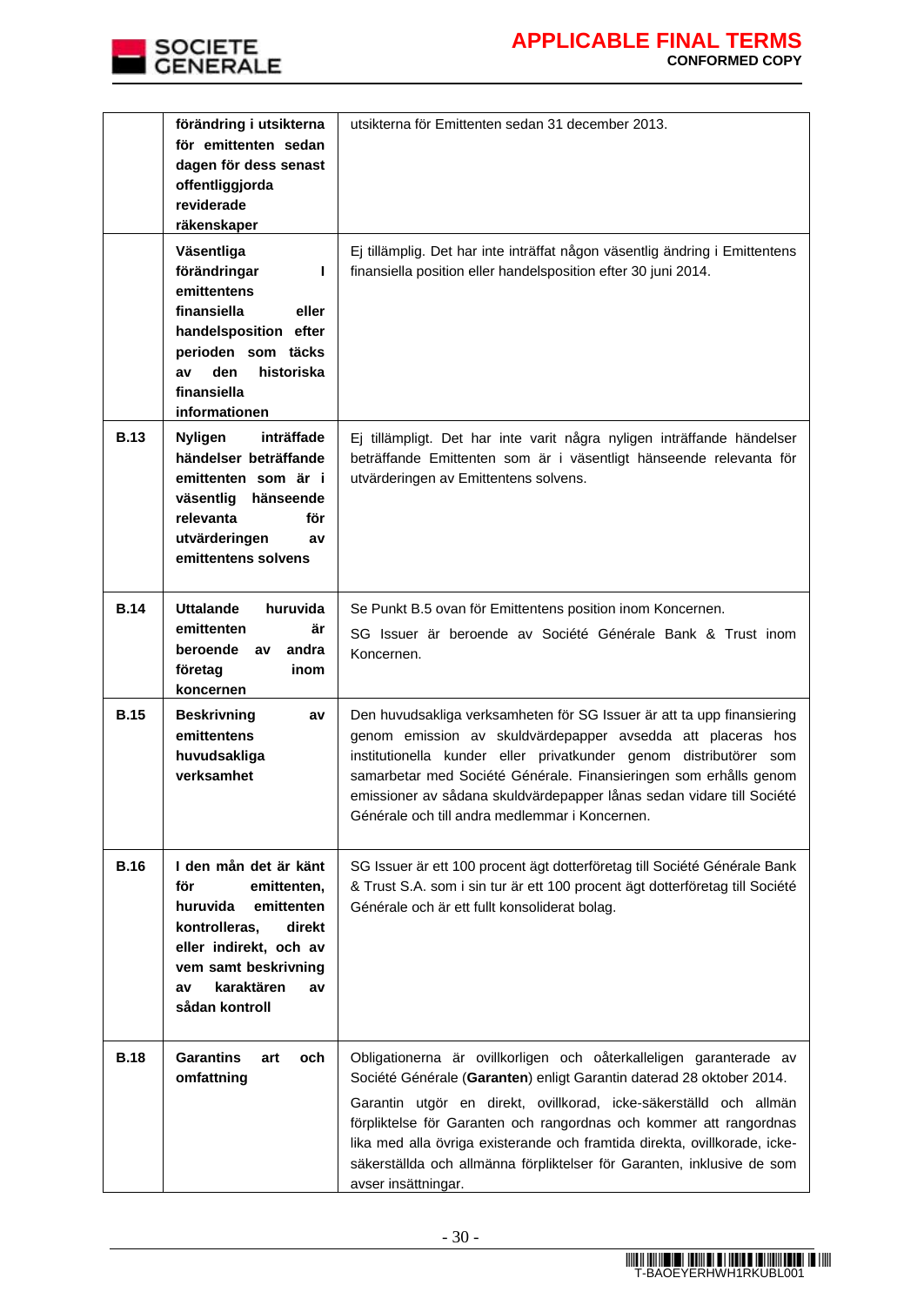| | | |
|---|---|---|
| | **förändring i utsikterna för emittenten sedan dagen för dess senast offentliggjorda reviderade räkenskaper** | utsikterna för Emittenten sedan 31 december 2013. |
| | **Väsentliga förändringar I emittentens finansiella eller handelsposition efter perioden som täcks av den historiska finansiella informationen** | Ej tillämplig. Det har inte inträffat någon väsentlig ändring i Emittentens finansiella position eller handelsposition efter 30 juni 2014. |
| **B.13** | **Nyligen inträffade händelser beträffande emittenten som är i väsentlig hänseende relevanta för utvärderingen av emittentens solvens** | Ej tillämpligt. Det har inte varit några nyligen inträffande händelser beträffande Emittenten som är i väsentligt hänseende relevanta för utvärderingen av Emittentens solvens. |
| **B.14** | **Uttalande huruvida emittenten är beroende av andra företag inom koncernen** | Se Punkt B.5 ovan för Emittentens position inom Koncernen.<br>SG Issuer är beroende av Société Générale Bank & Trust inom Koncernen. |
| **B.15** | **Beskrivning av emittentens huvudsakliga verksamhet** | Den huvudsakliga verksamheten för SG Issuer är att ta upp finansiering genom emission av skuldvärdepapper avsedda att placeras hos institutionella kunder eller privatkunder genom distributörer som samarbetar med Société Générale. Finansieringen som erhålls genom emissioner av sådana skuldvärdepapper lånas sedan vidare till Société Générale och till andra medlemmar i Koncernen. |
| **B.16** | **I den mån det är känt för emittenten, huruvida emittenten kontrolleras, direkt eller indirekt, och av vem samt beskrivning av karaktären av sådan kontroll** | SG Issuer är ett 100 procent ägt dotterföretag till Société Générale Bank & Trust S.A. som i sin tur är ett 100 procent ägt dotterföretag till Société Générale och är ett fullt konsoliderat bolag. |
| **B.18** | **Garantins art och omfattning** | Obligationerna är ovillkorligen och oåterkalleligen garanterade av Société Générale (**Garanten**) enligt Garantin daterad 28 oktober 2014.<br>Garantin utgör en direkt, ovillkorad, icke-säkerställd och allmän förpliktelse för Garanten och rangordnas och kommer att rangordnas lika med alla övriga existerande och framtida direkta, ovillkorade, icke-säkerställda och allmänna förpliktelser för Garanten, inklusive de som avser insättningar. |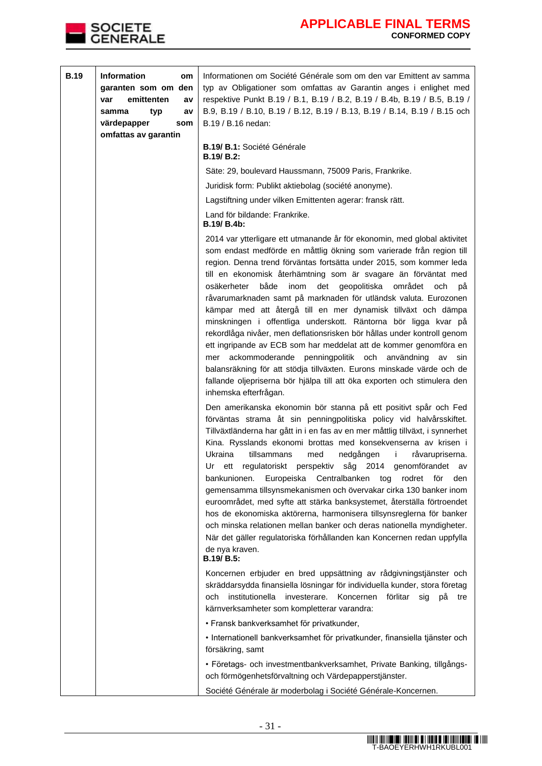| | | |
|---|---|---|
| **B.19** | **Information om garanten som om den var emittenten av samma typ av värdepapper som omfattas av garantin** | Informationen om Société Générale som om den var Emittent av samma typ av Obligationer som omfattas av Garantin anges i enlighet med respektive Punkt B.19 / B.1, B.19 / B.2, B.19 / B.4b, B.19 / B.5, B.19 / B.9, B.19 / B.10, B.19 / B.12, B.19 / B.13, B.19 / B.14, B.19 / B.15 och B.19 / B.16 nedan:<br><br>**B.19/ B.1:** Société Générale<br>**B.19/ B.2:**<br><br>Säte: 29, boulevard Haussmann, 75009 Paris, Frankrike.<br><br>Juridisk form: Publikt aktiebolag (société anonyme).<br><br>Lagstiftning under vilken Emittenten agerar: fransk rätt.<br><br>Land för bildande: Frankrike.<br>**B.19/ B.4b:**<br><br>2014 var ytterligare ett utmanande år för ekonomin, med global aktivitet som endast medförde en måttlig ökning som varierade från region till region. Denna trend förväntas fortsätta under 2015, som kommer leda till en ekonomisk återhämtning som är svagare än förväntat med osäkerheter både inom det geopolitiska området och på råvarumarknaden samt på marknaden för utländsk valuta. Eurozonen kämpar med att återgå till en mer dynamisk tillväxt och dämpa minskningen i offentliga underskott. Räntorna bör ligga kvar på rekordlåga nivåer, men deflationsrisken bör hållas under kontroll genom ett ingripande av ECB som har meddelat att de kommer genomföra en mer ackommoderande penningpolitik och användning av sin balansräkning för att stödja tillväxten. Eurons minskade värde och de fallande oljepriserna bör hjälpa till att öka exporten och stimulera den inhemska efterfrågan.<br><br>Den amerikanska ekonomin bör stanna på ett positivt spår och Fed förväntas strama åt sin penningpolitiska policy vid halvårsskiftet. Tillväxtländerna har gått in i en fas av en mer måttlig tillväxt, i synnerhet Kina. Rysslands ekonomi brottas med konsekvenserna av krisen i Ukraina tillsammans med nedgången i råvarupriserna. Ur ett regulatoriskt perspektiv såg 2014 genomförandet av bankunionen. Europeiska Centralbanken tog rodret för den gemensamma tillsynsmekanismen och övervakar cirka 130 banker inom euroområdet, med syfte att stärka banksystemet, återställa förtroendet hos de ekonomiska aktörerna, harmonisera tillsynsreglerna för banker och minska relationen mellan banker och deras nationella myndigheter. När det gäller regulatoriska förhållanden kan Koncernen redan uppfylla de nya kraven.<br>**B.19/ B.5:**<br><br>Koncernen erbjuder en bred uppsättning av rådgivningstjänster och skräddarsydda finansiella lösningar för individuella kunder, stora företag och institutionella investerare. Koncernen förlitar sig på tre kärnverksamheter som kompletterar varandra:<br><br>• Fransk bankverksamhet för privatkunder,<br><br>• Internationell bankverksamhet för privatkunder, finansiella tjänster och försäkring, samt<br><br>• Företags- och investmentbankverksamhet, Private Banking, tillgångs- och förmögenhetsförvaltning och Värdepapperstjänster.<br><br>Société Générale är moderbolag i Société Générale-Koncernen. |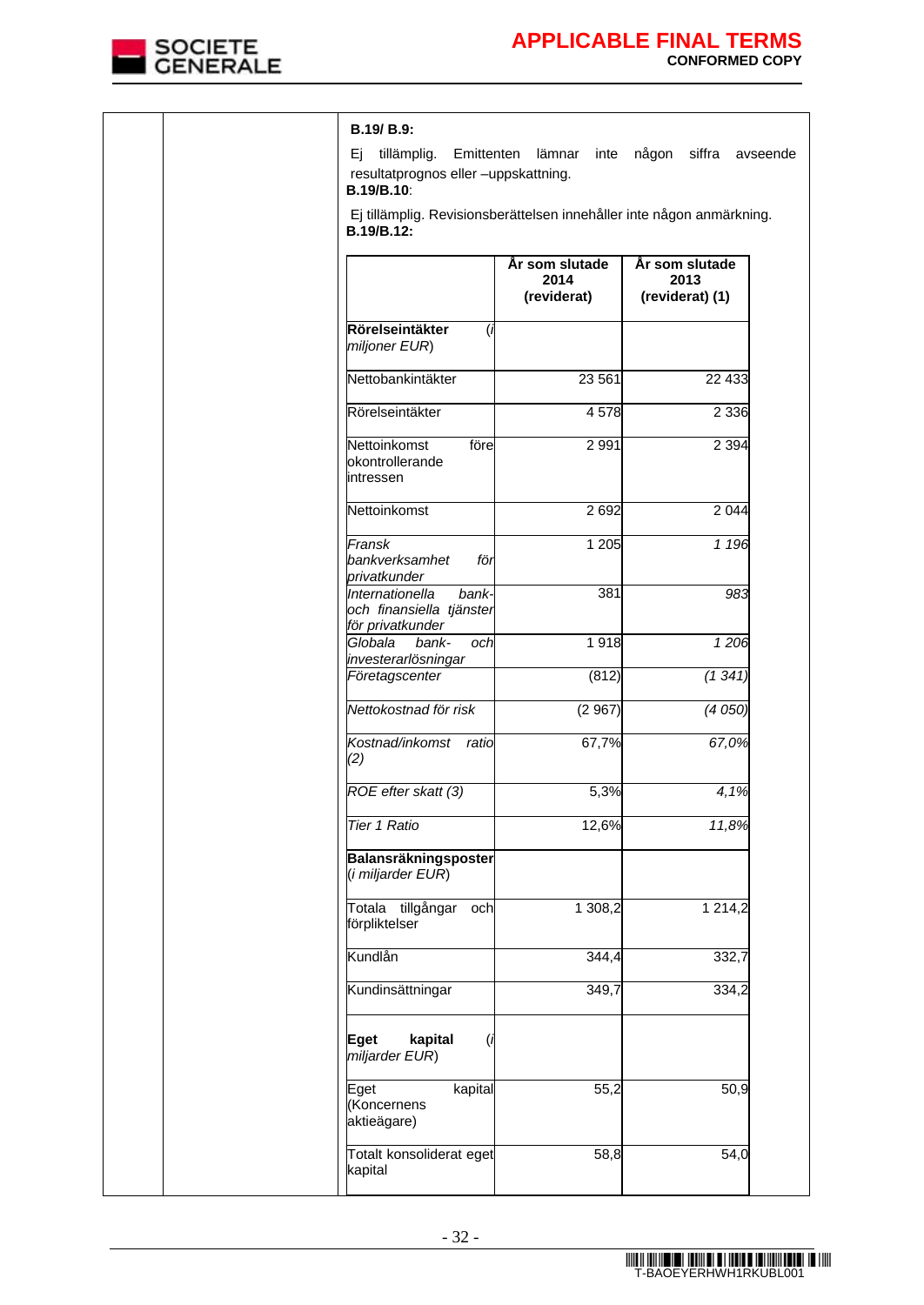**B.19/ B.9:**

Ej tillämplig. Emittenten lämnar inte någon siffra avseende resultatprognos eller –uppskattning.

**B.19/B.10**:

Ej tillämplig. Revisionsberättelsen innehåller inte någon anmärkning.

**B.19/B.12:**

| | **År som slutade 2014 (reviderat)** | **År som slutade 2013 (reviderat) (1)** |
|---|---|---|
| **Rörelseintäkter** (*i miljoner EUR*) | | |
| Nettobankintäkter | 23 561 | 22 433 |
| Rörelseintäkter | 4 578 | 2 336 |
| Nettoinkomst före okontrollerande intressen | 2 991 | 2 394 |
| Nettoinkomst | 2 692 | 2 044 |
| *Fransk bankverksamhet för privatkunder* | 1 205 | *1 196* |
| *Internationella bank- och finansiella tjänster för privatkunder* | 381 | *983* |
| *Globala bank- och investerarlösningar* | 1 918 | *1 206* |
| *Företagscenter* | (812) | *(1 341)* |
| *Nettokostnad för risk* | (2 967) | *(4 050)* |
| *Kostnad/inkomst ratio (2)* | 67,7% | *67,0%* |
| *ROE efter skatt (3)* | 5,3% | *4,1%* |
| *Tier 1 Ratio* | 12,6% | *11,8%* |
| **Balansräkningsposter** (*i miljarder EUR*) | | |
| Totala tillgångar och förpliktelser | 1 308,2 | 1 214,2 |
| Kundlån | 344,4 | 332,7 |
| Kundinsättningar | 349,7 | 334,2 |
| **Eget kapital** (*i miljarder EUR*) | | |
| Eget kapital (Koncernens aktieägare) | 55,2 | 50,9 |
| Totalt konsoliderat eget kapital | 58,8 | 54,0 |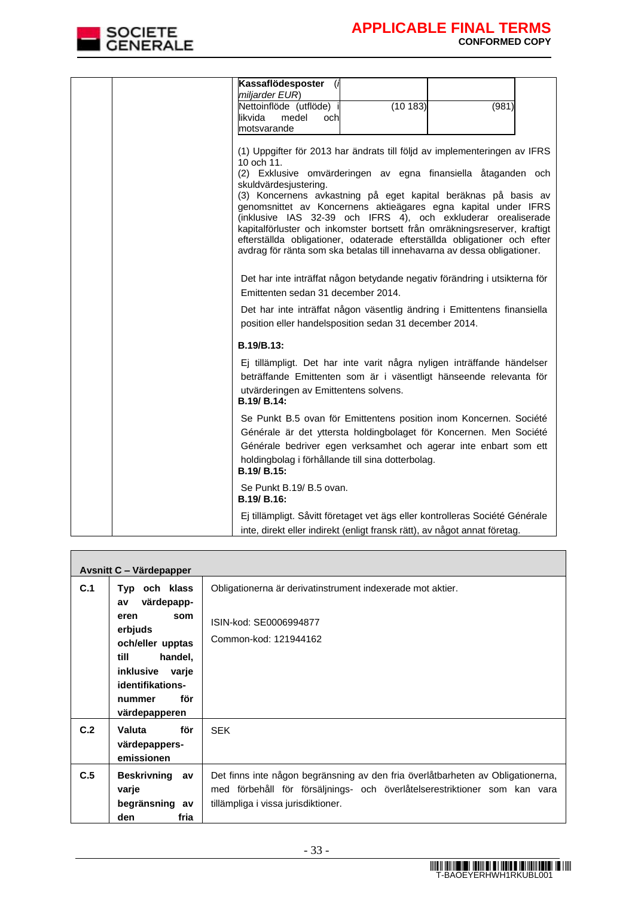| **Kassaflödesposter** (*i miljarder EUR*) | | |
|---|---|---|
| Nettoinflöde (utflöde) i likvida medel och motsvarande | (10 183) | (981) |

(1) Uppgifter för 2013 har ändrats till följd av implementeringen av IFRS 10 och 11.
(2) Exklusive omvärderingen av egna finansiella åtaganden och skuldvärdesjustering.
(3) Koncernens avkastning på eget kapital beräknas på basis av genomsnittet av Koncernens aktieägares egna kapital under IFRS (inklusive IAS 32-39 och IFRS 4), och exkluderar orealiserade kapitalförluster och inkomster bortsett från omräkningsreserver, kraftigt efterställda obligationer, odaterade efterställda obligationer och efter avdrag för ränta som ska betalas till innehavarna av dessa obligationer.

Det har inte inträffat någon betydande negativ förändring i utsikterna för Emittenten sedan 31 december 2014.

Det har inte inträffat någon väsentlig ändring i Emittentens finansiella position eller handelsposition sedan 31 december 2014.

**B.19/B.13:**

Ej tillämpligt. Det har inte varit några nyligen inträffande händelser beträffande Emittenten som är i väsentligt hänseende relevanta för utvärderingen av Emittentens solvens.

**B.19/ B.14:**

Se Punkt B.5 ovan för Emittentens position inom Koncernen. Société Générale är det yttersta holdingbolaget för Koncernen. Men Société Générale bedriver egen verksamhet och agerar inte enbart som ett holdingbolag i förhållande till sina dotterbolag.

**B.19/ B.15:**

Se Punkt B.19/ B.5 ovan.

**B.19/ B.16:**

Ej tillämpligt. Såvitt företaget vet ägs eller kontrolleras Société Générale inte, direkt eller indirekt (enligt fransk rätt), av något annat företag.

| **Avsnitt C – Värdepapper** | | |
|---|---|---|
| **C.1** | **Typ och klass av värdepappeeren som erbjuds och/eller upptas till handel, inklusive varje identifikationsnummer för värdepapperen** | Obligationerna är derivatinstrument indexerade mot aktier.<br><br>ISIN-kod: SE0006994877<br><br>Common-kod: 121944162 |
| **C.2** | **Valuta för värdepappersemissionen** | SEK |
| **C.5** | **Beskrivning av varje begränsning av den fria** | Det finns inte någon begränsning av den fria överlåtbarheten av Obligationerna, med förbehåll för försäljnings- och överlåtelserestriktioner som kan vara tillämpliga i vissa jurisdiktioner. |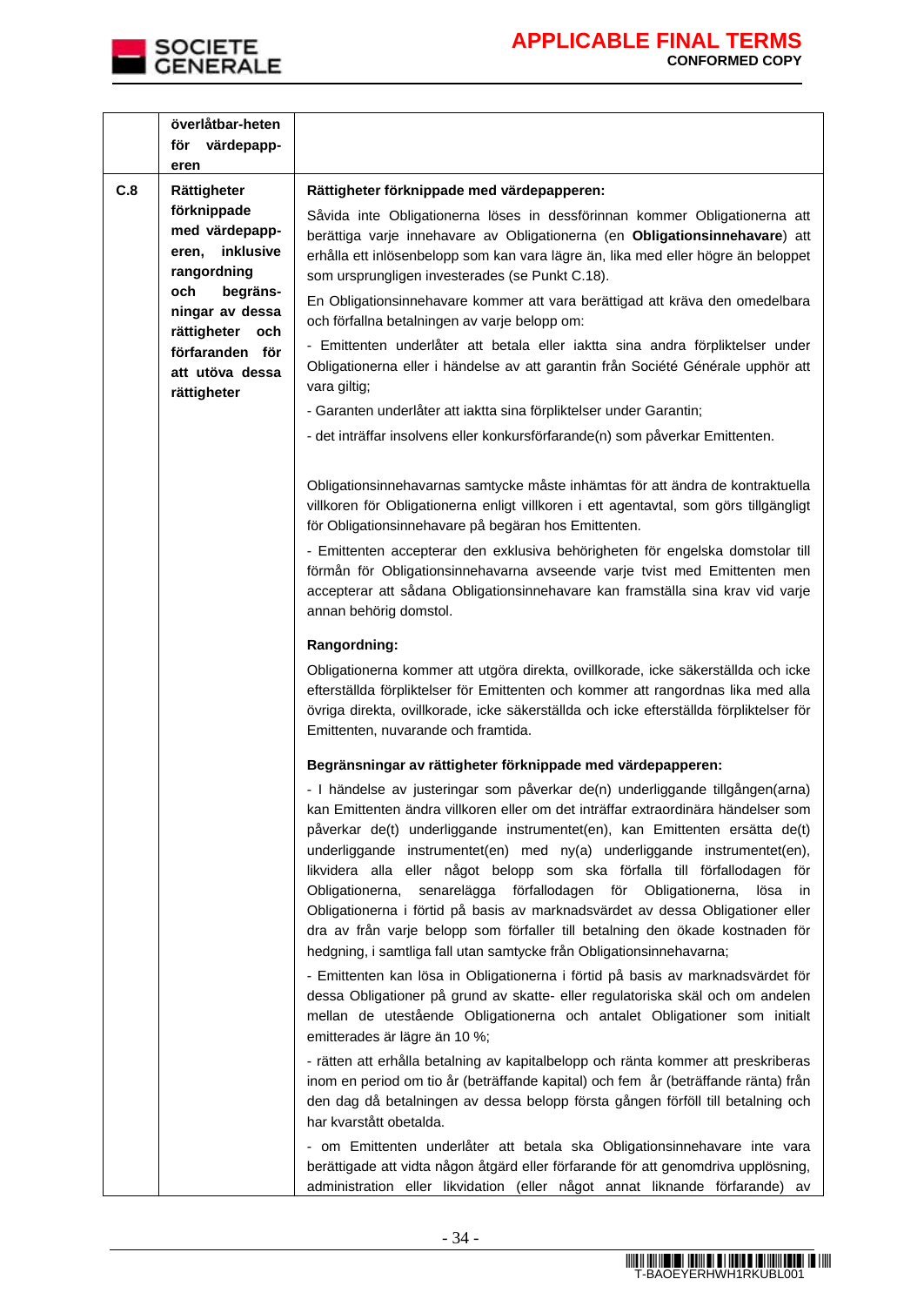| | | |
|---|---|---|
| | **överlåtbar-heten för värdepapp-eren** | |
| **C.8** | **Rättigheter förknippade med värdepapp-eren, inklusive rangordning och begräns-ningar av dessa rättigheter och förfaranden för att utöva dessa rättigheter** | **Rättigheter förknippade med värdepapperen:**<br><br>Såvida inte Obligationerna löses in dessförinnan kommer Obligationerna att berättiga varje innehavare av Obligationerna (en **Obligationsinnehavare**) att erhålla ett inlösenbelopp som kan vara lägre än, lika med eller högre än beloppet som ursprungligen investerades (se Punkt C.18).<br><br>En Obligationsinnehavare kommer att vara berättigad att kräva den omedelbara och förfallna betalningen av varje belopp om:<br><br>- Emittenten underlåter att betala eller iaktta sina andra förpliktelser under Obligationerna eller i händelse av att garantin från Société Générale upphör att vara giltig;<br><br>- Garanten underlåter att iaktta sina förpliktelser under Garantin;<br><br>- det inträffar insolvens eller konkursförfarande(n) som påverkar Emittenten.<br><br>Obligationsinnehavarnas samtycke måste inhämtas för att ändra de kontraktuella villkoren för Obligationerna enligt villkoren i ett agentavtal, som görs tillgängligt för Obligationsinnehavare på begäran hos Emittenten.<br><br>- Emittenten accepterar den exklusiva behörigheten för engelska domstolar till förmån för Obligationsinnehavarna avseende varje tvist med Emittenten men accepterar att sådana Obligationsinnehavare kan framställa sina krav vid varje annan behörig domstol.<br><br>**Rangordning:**<br><br>Obligationerna kommer att utgöra direkta, ovillkorade, icke säkerställda och icke efterställda förpliktelser för Emittenten och kommer att rangordnas lika med alla övriga direkta, ovillkorade, icke säkerställda och icke efterställda förpliktelser för Emittenten, nuvarande och framtida.<br><br>**Begränsningar av rättigheter förknippade med värdepapperen:**<br><br>- I händelse av justeringar som påverkar de(n) underliggande tillgången(arna) kan Emittenten ändra villkoren eller om det inträffar extraordinära händelser som påverkar de(t) underliggande instrumentet(en), kan Emittenten ersätta de(t) underliggande instrumentet(en) med ny(a) underliggande instrumentet(en), likvidera alla eller något belopp som ska förfalla till förfallodagen för Obligationerna, senarelägga förfallodagen för Obligationerna, lösa in Obligationerna i förtid på basis av marknadsvärdet av dessa Obligationer eller dra av från varje belopp som förfaller till betalning den ökade kostnaden för hedgning, i samtliga fall utan samtycke från Obligationsinnehavarna;<br><br>- Emittenten kan lösa in Obligationerna i förtid på basis av marknadsvärdet för dessa Obligationer på grund av skatte- eller regulatoriska skäl och om andelen mellan de utestående Obligationerna och antalet Obligationer som initialt emitterades är lägre än 10 %;<br><br>- rätten att erhålla betalning av kapitalbelopp och ränta kommer att preskriberas inom en period om tio år (beträffande kapital) och fem år (beträffande ränta) från den dag då betalningen av dessa belopp första gången förföll till betalning och har kvarstått obetalda.<br><br>- om Emittenten underlåter att betala ska Obligationsinnehavare inte vara berättigade att vidta någon åtgärd eller förfarande för att genomdriva upplösning, administration eller likvidation (eller något annat liknande förfarande) av |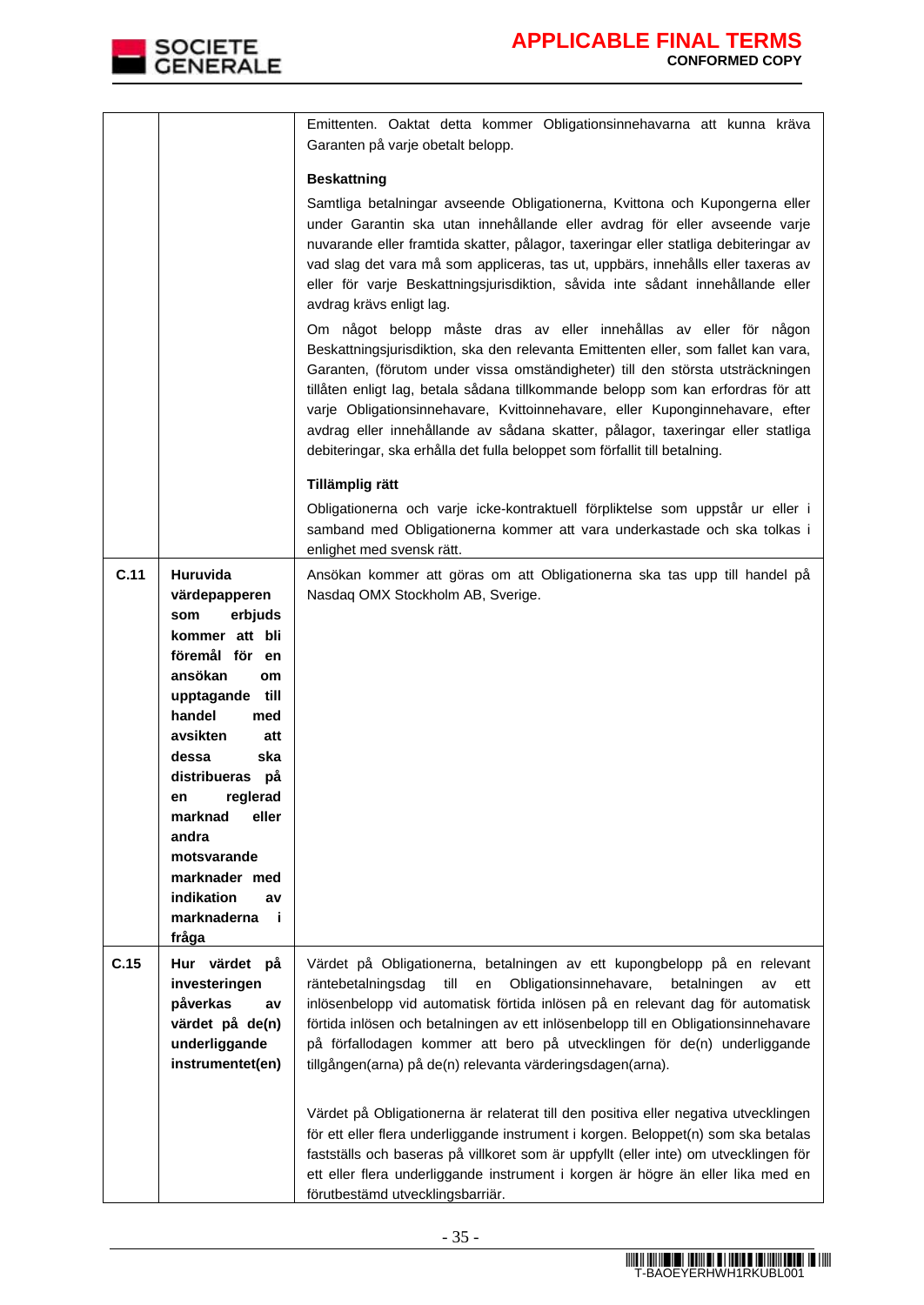| | | |
|---|---|---|
| | | Emittenten. Oaktat detta kommer Obligationsinnehavarna att kunna kräva Garanten på varje obetalt belopp.<br><br>**Beskattning**<br><br>Samtliga betalningar avseende Obligationerna, Kvittona och Kupongerna eller under Garantin ska utan innehållande eller avdrag för eller avseende varje nuvarande eller framtida skatter, pålagor, taxeringar eller statliga debiteringar av vad slag det vara må som appliceras, tas ut, uppbärs, innehålls eller taxeras av eller för varje Beskattningsjurisdiktion, såvida inte sådant innehållande eller avdrag krävs enligt lag.<br><br>Om något belopp måste dras av eller innehållas av eller för någon Beskattningsjurisdiktion, ska den relevanta Emittenten eller, som fallet kan vara, Garanten, (förutom under vissa omständigheter) till den största utsträckningen tillåten enligt lag, betala sådana tillkommande belopp som kan erfordras för att varje Obligationsinnehavare, Kvittoinnehavare, eller Kuponginnehavare, efter avdrag eller innehållande av sådana skatter, pålagor, taxeringar eller statliga debiteringar, ska erhålla det fulla beloppet som förfallit till betalning.<br><br>**Tillämplig rätt**<br><br>Obligationerna och varje icke-kontraktuell förpliktelse som uppstår ur eller i samband med Obligationerna kommer att vara underkastade och ska tolkas i enlighet med svensk rätt. |
| **C.11** | **Huruvida värdepapperen som erbjuds kommer att bli föremål för en ansökan om upptagande till handel med avsikten att dessa ska distribueras på en reglerad marknad eller andra motsvarande marknader med indikation av marknaderna i fråga** | Ansökan kommer att göras om att Obligationerna ska tas upp till handel på Nasdaq OMX Stockholm AB, Sverige. |
| **C.15** | **Hur värdet på investeringen påverkas av värdet på de(n) underliggande instrumentet(en)** | Värdet på Obligationerna, betalningen av ett kupongbelopp på en relevant räntebetalningsdag till en Obligationsinnehavare, betalningen av ett inlösenbelopp vid automatisk förtida inlösen på en relevant dag för automatisk förtida inlösen och betalningen av ett inlösenbelopp till en Obligationsinnehavare på förfallodagen kommer att bero på utvecklingen för de(n) underliggande tillgången(arna) på de(n) relevanta värderingsdagen(arna).<br><br>Värdet på Obligationerna är relaterat till den positiva eller negativa utvecklingen för ett eller flera underliggande instrument i korgen. Beloppet(n) som ska betalas fastställs och baseras på villkoret som är uppfyllt (eller inte) om utvecklingen för ett eller flera underliggande instrument i korgen är högre än eller lika med en förutbestämd utvecklingsbarriär. |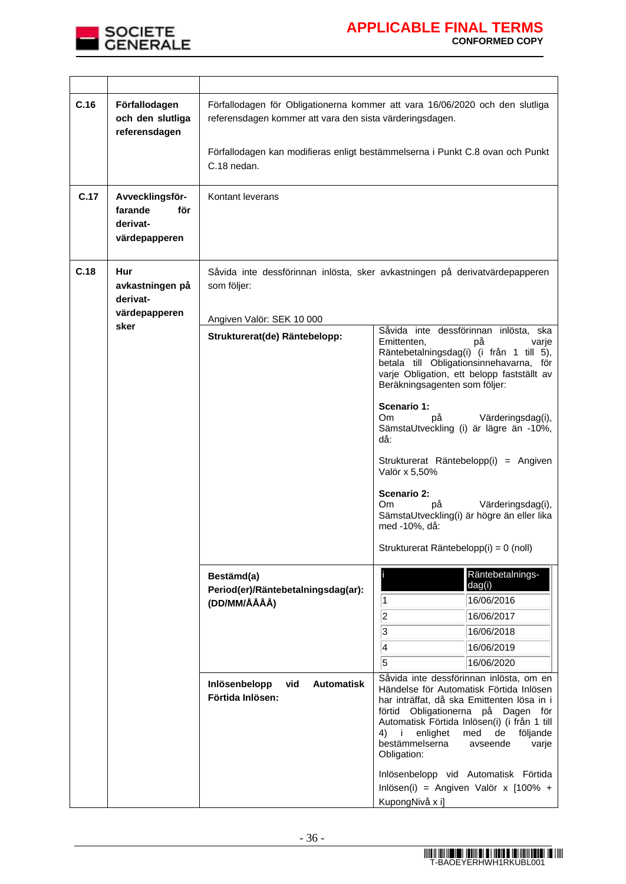| | | | |
|---|---|---|---|
| C.16 | **Förfallodagen och den slutliga referensdagen** | Förfallodagen för Obligationerna kommer att vara 16/06/2020 och den slutliga referensdagen kommer att vara den sista värderingsdagen.<br><br>Förfallodagen kan modifieras enligt bestämmelserna i Punkt C.8 ovan och Punkt C.18 nedan. | |
| C.17 | **Avvecklingsförfarande för derivatvärdepapperen** | Kontant leverans | |
| C.18 | **Hur avkastningen på derivatvärdepapperen sker** | Såvida inte dessförinnan inlösta, sker avkastningen på derivatvärdepapperen som följer:<br><br>Angiven Valör: SEK 10 000 | |
| | | **Strukturerat(de) Räntebelopp:** | Såvida inte dessförinnan inlösta, ska Emittenten, på varje Räntebetalningsdag(i) (i från 1 till 5), betala till Obligationsinnehavarna, för varje Obligation, ett belopp fastställt av Beräkningsagenten som följer:<br><br>**Scenario 1:**<br>Om på Värderingsdag(i), SämstaUtveckling (i) är lägre än -10%, då:<br><br>Strukturerat Räntebelopp(i) = Angiven Valör x 5,50%<br><br>**Scenario 2:**<br>Om på Värderingsdag(i), SämstaUtveckling(i) är högre än eller lika med -10%, då:<br><br>Strukturerat Räntebelopp(i) = 0 (noll) |
| | | **Bestämd(a) Period(er)/Räntebetalningsdag(ar): (DD/MM/ÅÅÅÅ)** | i — Räntebetalningsdag(i)<br>1 — 16/06/2016<br>2 — 16/06/2017<br>3 — 16/06/2018<br>4 — 16/06/2019<br>5 — 16/06/2020 |
| | | **Inlösenbelopp vid Automatisk Förtida Inlösen:** | Såvida inte dessförinnan inlösta, om en Händelse för Automatisk Förtida Inlösen har inträffat, då ska Emittenten lösa in i förtid Obligationerna på Dagen för Automatisk Förtida Inlösen(i) (i från 1 till 4) i enlighet med de följande bestämmelserna avseende varje Obligation:<br><br>Inlösenbelopp vid Automatisk Förtida Inlösen(i) = Angiven Valör x [100% + KupongNivå x i] |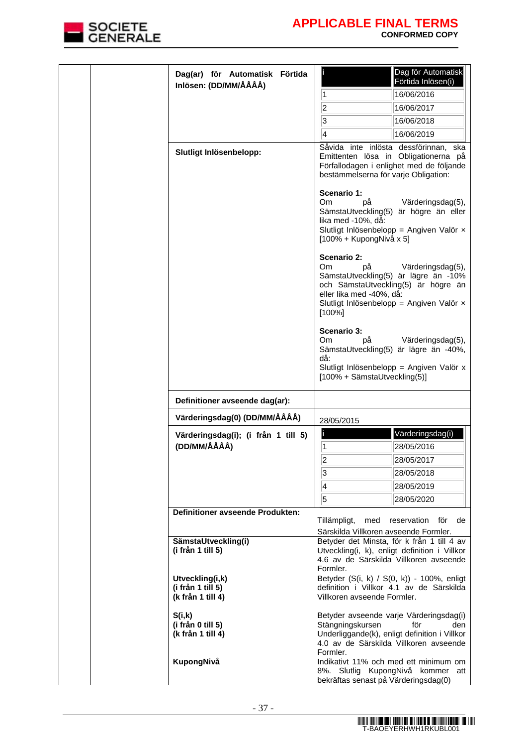| | | | |
|---|---|---|---|
| | | **Dag(ar) för Automatisk Förtida Inlösen: (DD/MM/ÅÅÅÅ)** | i / Dag för Automatisk Förtida Inlösen(i)<br>1 / 16/06/2016<br>2 / 16/06/2017<br>3 / 16/06/2018<br>4 / 16/06/2019 |
| | | **Slutligt Inlösenbelopp:** | Såvida inte inlösta dessförinnan, ska Emittenten lösa in Obligationerna på Förfallodagen i enlighet med de följande bestämmelserna för varje Obligation:<br><br>**Scenario 1:**<br>Om på Värderingsdag(5), SämstaUtveckling(5) är högre än eller lika med -10%, då:<br>Slutligt Inlösenbelopp = Angiven Valör × [100% + KupongNivå x 5]<br><br>**Scenario 2:**<br>Om på Värderingsdag(5), SämstaUtveckling(5) är lägre än -10% och SämstaUtveckling(5) är högre än eller lika med -40%, då:<br>Slutligt Inlösenbelopp = Angiven Valör × [100%]<br><br>**Scenario 3:**<br>Om på Värderingsdag(5), SämstaUtveckling(5) är lägre än -40%, då:<br>Slutligt Inlösenbelopp = Angiven Valör x [100% + SämstaUtveckling(5)] |
| | | **Definitioner avseende dag(ar):** | |
| | | **Värderingsdag(0) (DD/MM/ÅÅÅÅ)** | 28/05/2015 |
| | | **Värderingsdag(i); (i från 1 till 5) (DD/MM/ÅÅÅÅ)** | i / Värderingsdag(i)<br>1 / 28/05/2016<br>2 / 28/05/2017<br>3 / 28/05/2018<br>4 / 28/05/2019<br>5 / 28/05/2020 |
| | | **Definitioner avseende Produkten:** | Tillämpligt, med reservation för de Särskilda Villkoren avseende Formler. |
| | | **SämstaUtveckling(i)**<br>**(i från 1 till 5)** | Betyder det Minsta, för k från 1 till 4 av Utveckling(i, k), enligt definition i Villkor 4.6 av de Särskilda Villkoren avseende Formler. |
| | | **Utveckling(i,k)**<br>**(i från 1 till 5)**<br>**(k från 1 till 4)** | Betyder (S(i, k) / S(0, k)) - 100%, enligt definition i Villkor 4.1 av de Särskilda Villkoren avseende Formler. |
| | | **S(i,k)**<br>**(i från 0 till 5)**<br>**(k från 1 till 4)** | Betyder avseende varje Värderingsdag(i) Stängningskursen för den Underliggande(k), enligt definition i Villkor 4.0 av de Särskilda Villkoren avseende Formler. |
| | | **KupongNivå** | Indikativt 11% och med ett minimum om 8%. Slutlig KupongNivå kommer att bekräftas senast på Värderingsdag(0) |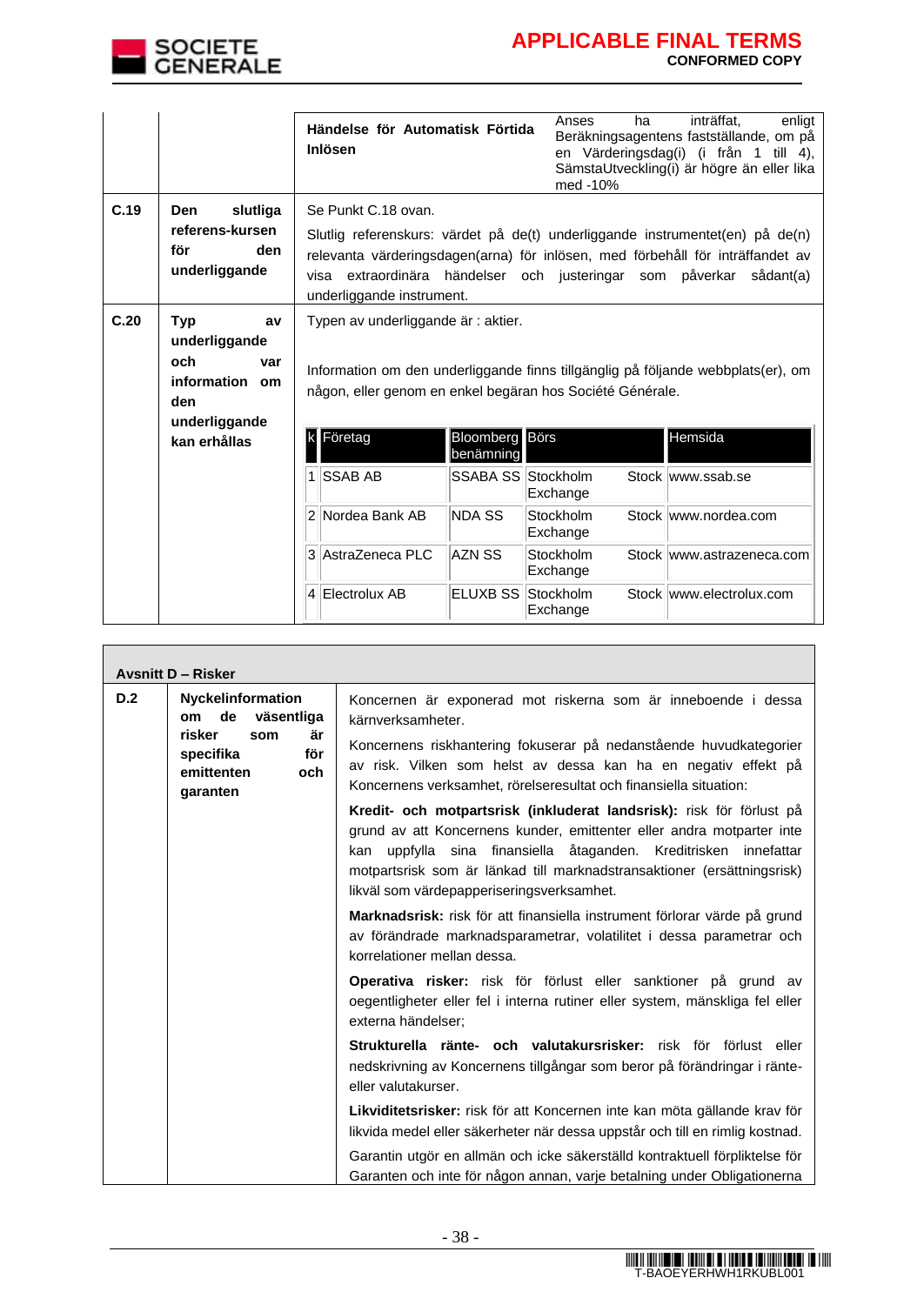| | | | |
|---|---|---|---|
| | | **Händelse för Automatisk Förtida Inlösen** | Anses ha inträffat, enligt Beräkningsagentens fastställande, om på en Värderingsdag(i) (i från 1 till 4), SämstaUtveckling(i) är högre än eller lika med -10% |
| **C.19** | **Den slutliga referens-kursen för den underliggande** | Se Punkt C.18 ovan.<br><br>Slutlig referenskurs: värdet på de(t) underliggande instrumentet(en) på de(n) relevanta värderingsdagen(arna) för inlösen, med förbehåll för inträffandet av visa extraordinära händelser och justeringar som påverkar sådant(a) underliggande instrument. | |
| **C.20** | **Typ av underliggande och var information om den underliggande kan erhållas** | Typen av underliggande är : aktier.<br><br>Information om den underliggande finns tillgänglig på följande webbplats(er), om någon, eller genom en enkel begäran hos Société Générale. | |

| k | Företag | Bloomberg benämning | Börs | Hemsida |
|---|---|---|---|---|
| 1 | SSAB AB | SSABA SS | Stockholm Stock Exchange | www.ssab.se |
| 2 | Nordea Bank AB | NDA SS | Stockholm Stock Exchange | www.nordea.com |
| 3 | AstraZeneca PLC | AZN SS | Stockholm Stock Exchange | www.astrazeneca.com |
| 4 | Electrolux AB | ELUXB SS | Stockholm Stock Exchange | www.electrolux.com |

| **Avsnitt D – Risker** | | |
|---|---|---|
| **D.2** | **Nyckelinformation om de väsentliga risker som är specifika för emittenten och garanten** | Koncernen är exponerad mot riskerna som är inneboende i dessa kärnverksamheter.<br><br>Koncernens riskhantering fokuserar på nedanstående huvudkategorier av risk. Vilken som helst av dessa kan ha en negativ effekt på Koncernens verksamhet, rörelseresultat och finansiella situation:<br><br>**Kredit- och motpartsrisk (inkluderat landsrisk):** risk för förlust på grund av att Koncernens kunder, emittenter eller andra motparter inte kan uppfylla sina finansiella åtaganden. Kreditrisken innefattar motpartsrisk som är länkad till marknadstransaktioner (ersättningsrisk) likväl som värdepapperiseringsverksamhet.<br><br>**Marknadsrisk:** risk för att finansiella instrument förlorar värde på grund av förändrade marknadsparametrar, volatilitet i dessa parametrar och korrelationer mellan dessa.<br><br>**Operativa risker:** risk för förlust eller sanktioner på grund av oegentligheter eller fel i interna rutiner eller system, mänskliga fel eller externa händelser;<br><br>**Strukturella ränte- och valutakursrisker:** risk för förlust eller nedskrivning av Koncernens tillgångar som beror på förändringar i ränte- eller valutakurser.<br><br>**Likviditetsrisker:** risk för att Koncernen inte kan möta gällande krav för likvida medel eller säkerheter när dessa uppstår och till en rimlig kostnad.<br><br>Garantin utgör en allmän och icke säkerställd kontraktuell förpliktelse för Garanten och inte för någon annan, varje betalning under Obligationerna |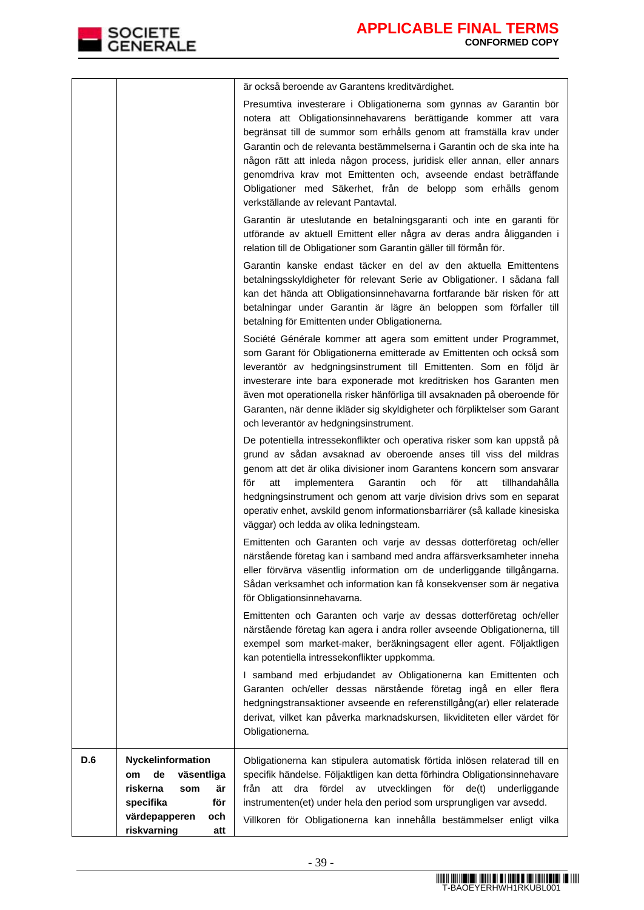| | | |
|---|---|---|
| | | är också beroende av Garantens kreditvärdighet.<br><br>Presumtiva investerare i Obligationerna som gynnas av Garantin bör notera att Obligationsinnehavarens berättigande kommer att vara begränsat till de summor som erhålls genom att framställa krav under Garantin och de relevanta bestämmelserna i Garantin och de ska inte ha någon rätt att inleda någon process, juridisk eller annan, eller annars genomdriva krav mot Emittenten och, avseende endast beträffande Obligationer med Säkerhet, från de belopp som erhålls genom verkställande av relevant Pantavtal.<br><br>Garantin är uteslutande en betalningsgaranti och inte en garanti för utförande av aktuell Emittent eller några av deras andra åligganden i relation till de Obligationer som Garantin gäller till förmån för.<br><br>Garantin kanske endast täcker en del av den aktuella Emittentens betalningsskyldigheter för relevant Serie av Obligationer. I sådana fall kan det hända att Obligationsinnehavarna fortfarande bär risken för att betalningar under Garantin är lägre än beloppen som förfaller till betalning för Emittenten under Obligationerna.<br><br>Société Générale kommer att agera som emittent under Programmet, som Garant för Obligationerna emitterade av Emittenten och också som leverantör av hedgningsinstrument till Emittenten. Som en följd är investerare inte bara exponerade mot kreditrisken hos Garanten men även mot operationella risker hänförliga till avsaknaden på oberoende för Garanten, när denne ikläder sig skyldigheter och förpliktelser som Garant och leverantör av hedgningsinstrument.<br><br>De potentiella intressekonflikter och operativa risker som kan uppstå på grund av sådan avsaknad av oberoende anses till viss del mildras genom att det är olika divisioner inom Garantens koncern som ansvarar för att implementera Garantin och för att tillhandahålla hedgningsinstrument och genom att varje division drivs som en separat operativ enhet, avskild genom informationsbarriärer (så kallade kinesiska väggar) och ledda av olika ledningsteam.<br><br>Emittenten och Garanten och varje av dessas dotterföretag och/eller närstående företag kan i samband med andra affärsverksamheter inneha eller förvärva väsentlig information om de underliggande tillgångarna. Sådan verksamhet och information kan få konsekvenser som är negativa för Obligationsinnehavarna.<br><br>Emittenten och Garanten och varje av dessas dotterföretag och/eller närstående företag kan agera i andra roller avseende Obligationerna, till exempel som market-maker, beräkningsagent eller agent. Följaktligen kan potentiella intressekonflikter uppkomma.<br><br>I samband med erbjudandet av Obligationerna kan Emittenten och Garanten och/eller dessas närstående företag ingå en eller flera hedgningstransaktioner avseende en referenstillgång(ar) eller relaterade derivat, vilket kan påverka marknadskursen, likviditeten eller värdet för Obligationerna. |
| **D.6** | **Nyckelinformation om de väsentliga riskerna som är specifika för värdepapperen och riskvarning att** | Obligationerna kan stipulera automatisk förtida inlösen relaterad till en specifik händelse. Följaktligen kan detta förhindra Obligationsinnehavare från att dra fördel av utvecklingen för de(t) underliggande instrumenten(et) under hela den period som ursprungligen var avsedd.<br><br>Villkoren för Obligationerna kan innehålla bestämmelser enligt vilka |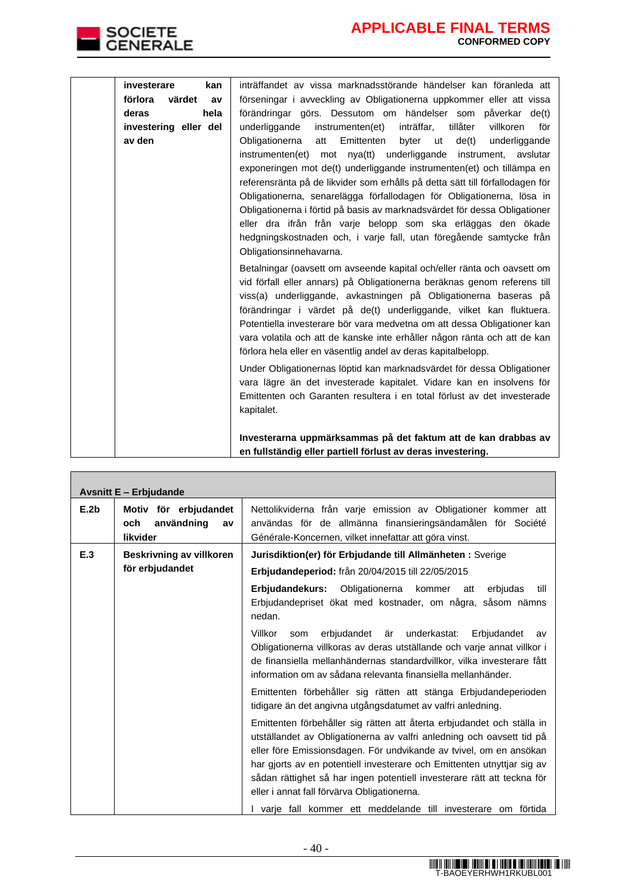| | **investerare kan förlora värdet av deras hela investering eller del av den** | inträffandet av vissa marknadsstörande händelser kan föranleda att förseningar i avveckling av Obligationerna uppkommer eller att vissa förändringar görs. Dessutom om händelser som påverkar de(t) underliggande instrumenten(et) inträffar, tillåter villkoren för Obligationerna att Emittenten byter ut de(t) underliggande instrumenten(et) mot nya(tt) underliggande instrument, avslutar exponeringen mot de(t) underliggande instrumenten(et) och tillämpa en referensränta på de likvider som erhålls på detta sätt till förfallodagen för Obligationerna, senarelägga förfallodagen för Obligationerna, lösa in Obligationerna i förtid på basis av marknadsvärdet för dessa Obligationer eller dra ifrån från varje belopp som ska erläggas den ökade hedgningskostnaden och, i varje fall, utan föregående samtycke från Obligationsinnehavarna.<br><br>Betalningar (oavsett om avseende kapital och/eller ränta och oavsett om vid förfall eller annars) på Obligationerna beräknas genom referens till viss(a) underliggande, avkastningen på Obligationerna baseras på förändringar i värdet på de(t) underliggande, vilket kan fluktuera. Potentiella investerare bör vara medvetna om att dessa Obligationer kan vara volatila och att de kanske inte erhåller någon ränta och att de kan förlora hela eller en väsentlig andel av deras kapitalbelopp.<br><br>Under Obligationernas löptid kan marknadsvärdet för dessa Obligationer vara lägre än det investerade kapitalet. Vidare kan en insolvens för Emittenten och Garanten resultera i en total förlust av det investerade kapitalet.<br><br>**Investerarna uppmärksammas på det faktum att de kan drabbas av en fullständig eller partiell förlust av deras investering.** |
|---|---|---|

| **Avsnitt E – Erbjudande** | | |
|---|---|---|
| **E.2b** | **Motiv för erbjudandet och användning av likvider** | Nettolikviderna från varje emission av Obligationer kommer att användas för de allmänna finansieringsändamålen för Société Générale-Koncernen, vilket innefattar att göra vinst. |
| **E.3** | **Beskrivning av villkoren för erbjudandet** | **Jurisdiktion(er) för Erbjudande till Allmänheten :** Sverige<br><br>**Erbjudandeperiod:** från 20/04/2015 till 22/05/2015<br><br>**Erbjudandekurs:** Obligationerna kommer att erbjudas till Erbjudandepriset ökat med kostnader, om några, såsom nämns nedan.<br><br>Villkor som erbjudandet är underkastat: Erbjudandet av Obligationerna villkoras av deras utställande och varje annat villkor i de finansiella mellanhändernas standardvillkor, vilka investerare fått information om av sådana relevanta finansiella mellanhänder.<br><br>Emittenten förbehåller sig rätten att stänga Erbjudandeperioden tidigare än det angivna utgångsdatumet av valfri anledning.<br><br>Emittenten förbehåller sig rätten att återta erbjudandet och ställa in utställandet av Obligationerna av valfri anledning och oavsett tid på eller före Emissionsdagen. För undvikande av tvivel, om en ansökan har gjorts av en potentiell investerare och Emittenten utnyttjar sig av sådan rättighet så har ingen potentiell investerare rätt att teckna för eller i annat fall förvärva Obligationerna.<br><br>I varje fall kommer ett meddelande till investerare om förtida |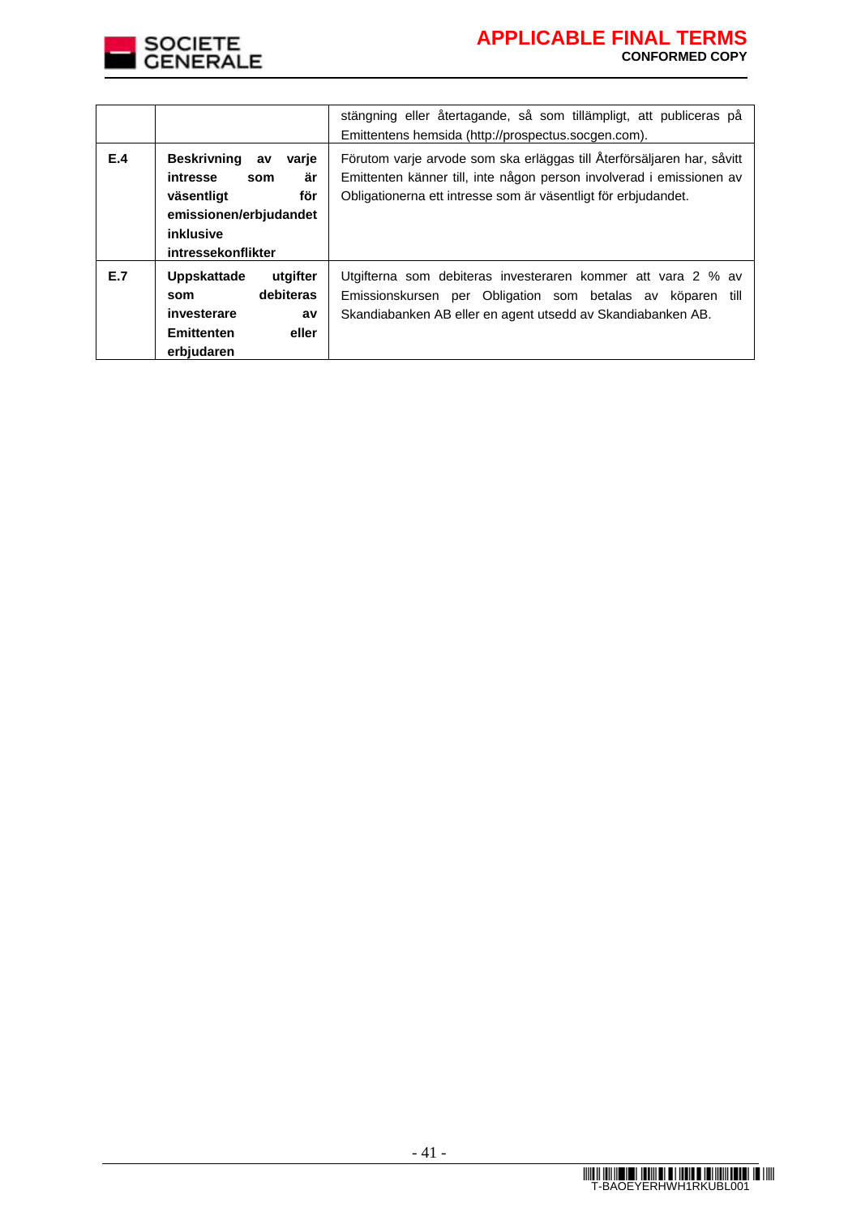| | | |
|---|---|---|
| | | stängning eller återtagande, så som tillämpligt, att publiceras på Emittentens hemsida (http://prospectus.socgen.com). |
| **E.4** | **Beskrivning av varje intresse som är väsentligt för emissionen/erbjudandet inklusive intressekonflikter** | Förutom varje arvode som ska erläggas till Återförsäljaren har, såvitt Emittenten känner till, inte någon person involverad i emissionen av Obligationerna ett intresse som är väsentligt för erbjudandet. |
| **E.7** | **Uppskattade utgifter som debiteras investerare av Emittenten eller erbjudaren** | Utgifterna som debiteras investeraren kommer att vara 2 % av Emissionskursen per Obligation som betalas av köparen till Skandiabanken AB eller en agent utsedd av Skandiabanken AB. |